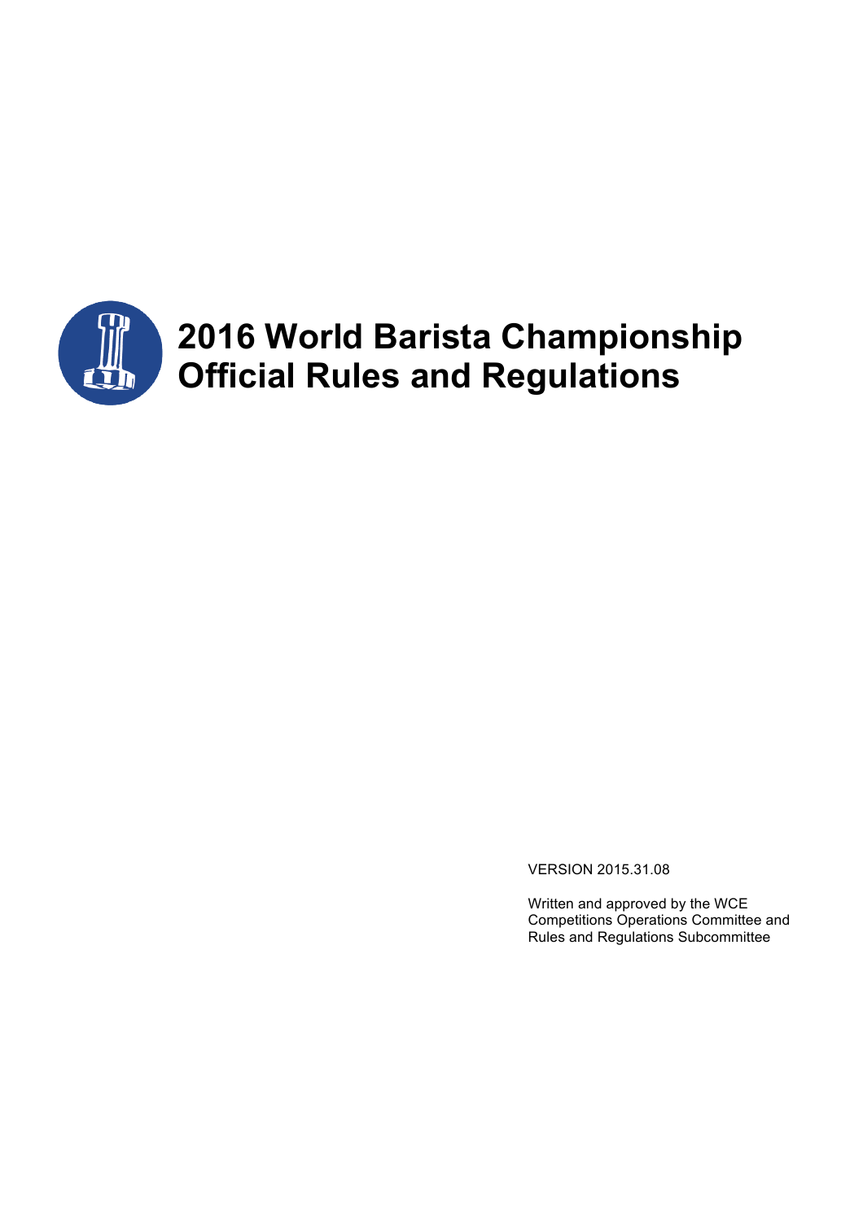# 2016 World Barista Championship Official Rules and Regulations

VERSION 2015.31.08

Written and approved by the WCE Competitions Operations Committee and Rules and Regulations Subcommittee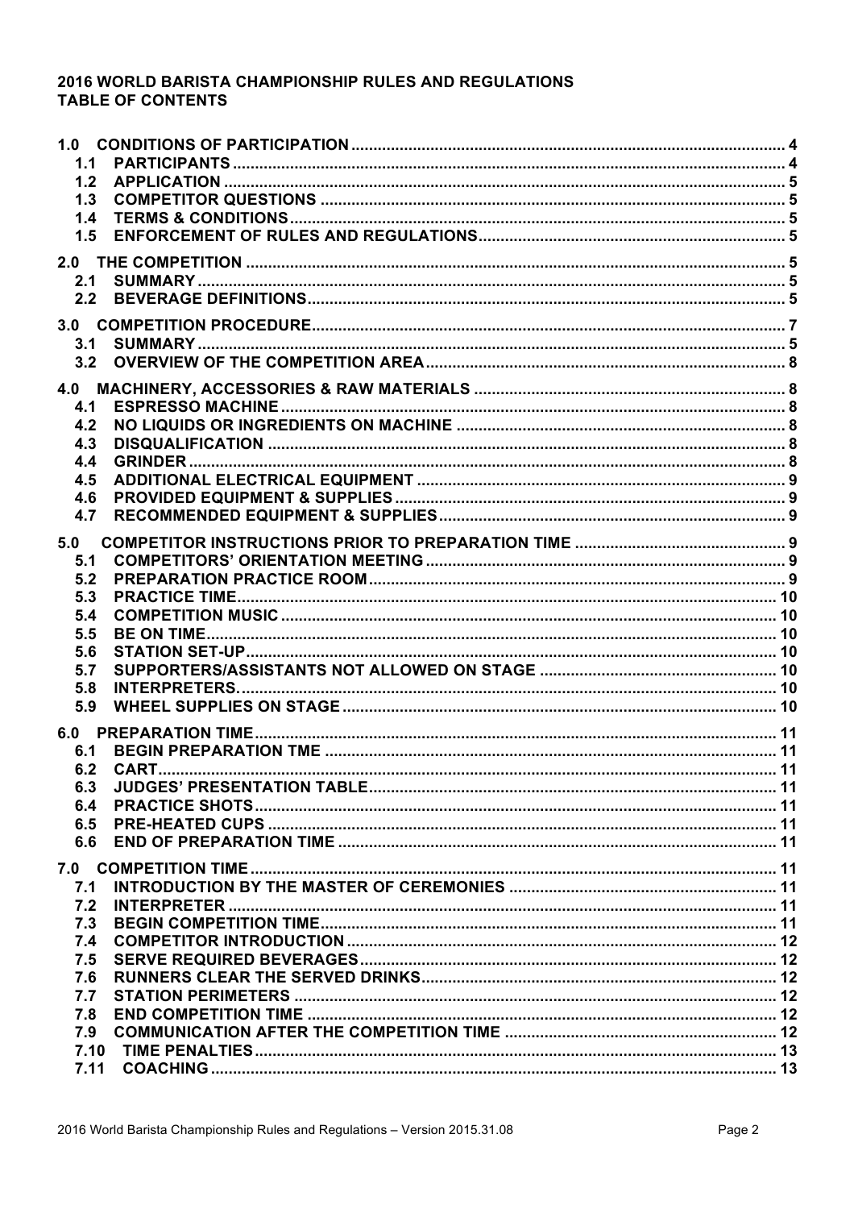**2016 WORLD BARISTA CHAMPIONSHIP RULES AND REGULATIONS**
**TABLE OF CONTENTS**

**1.0 CONDITIONS OF PARTICIPATION** .... 4
- **1.1 PARTICIPANTS** .... 4
- **1.2 APPLICATION** .... 5
- **1.3 COMPETITOR QUESTIONS** .... 5
- **1.4 TERMS & CONDITIONS** .... 5
- **1.5 ENFORCEMENT OF RULES AND REGULATIONS** .... 5

**2.0 THE COMPETITION** .... 5
- **2.1 SUMMARY** .... 5
- **2.2 BEVERAGE DEFINITIONS** .... 5

**3.0 COMPETITION PROCEDURE** .... 7
- **3.1 SUMMARY** .... 5
- **3.2 OVERVIEW OF THE COMPETITION AREA** .... 8

**4.0 MACHINERY, ACCESSORIES & RAW MATERIALS** .... 8
- **4.1 ESPRESSO MACHINE** .... 8
- **4.2 NO LIQUIDS OR INGREDIENTS ON MACHINE** .... 8
- **4.3 DISQUALIFICATION** .... 8
- **4.4 GRINDER** .... 8
- **4.5 ADDITIONAL ELECTRICAL EQUIPMENT** .... 9
- **4.6 PROVIDED EQUIPMENT & SUPPLIES** .... 9
- **4.7 RECOMMENDED EQUIPMENT & SUPPLIES** .... 9

**5.0 COMPETITOR INSTRUCTIONS PRIOR TO PREPARATION TIME** .... 9
- **5.1 COMPETITORS' ORIENTATION MEETING** .... 9
- **5.2 PREPARATION PRACTICE ROOM** .... 9
- **5.3 PRACTICE TIME** .... 10
- **5.4 COMPETITION MUSIC** .... 10
- **5.5 BE ON TIME** .... 10
- **5.6 STATION SET-UP** .... 10
- **5.7 SUPPORTERS/ASSISTANTS NOT ALLOWED ON STAGE** .... 10
- **5.8 INTERPRETERS** .... 10
- **5.9 WHEEL SUPPLIES ON STAGE** .... 10

**6.0 PREPARATION TIME** .... 11
- **6.1 BEGIN PREPARATION TME** .... 11
- **6.2 CART** .... 11
- **6.3 JUDGES' PRESENTATION TABLE** .... 11
- **6.4 PRACTICE SHOTS** .... 11
- **6.5 PRE-HEATED CUPS** .... 11
- **6.6 END OF PREPARATION TIME** .... 11

**7.0 COMPETITION TIME** .... 11
- **7.1 INTRODUCTION BY THE MASTER OF CEREMONIES** .... 11
- **7.2 INTERPRETER** .... 11
- **7.3 BEGIN COMPETITION TIME** .... 11
- **7.4 COMPETITOR INTRODUCTION** .... 12
- **7.5 SERVE REQUIRED BEVERAGES** .... 12
- **7.6 RUNNERS CLEAR THE SERVED DRINKS** .... 12
- **7.7 STATION PERIMETERS** .... 12
- **7.8 END COMPETITION TIME** .... 12
- **7.9 COMMUNICATION AFTER THE COMPETITION TIME** .... 12
- **7.10 TIME PENALTIES** .... 13
- **7.11 COACHING** .... 13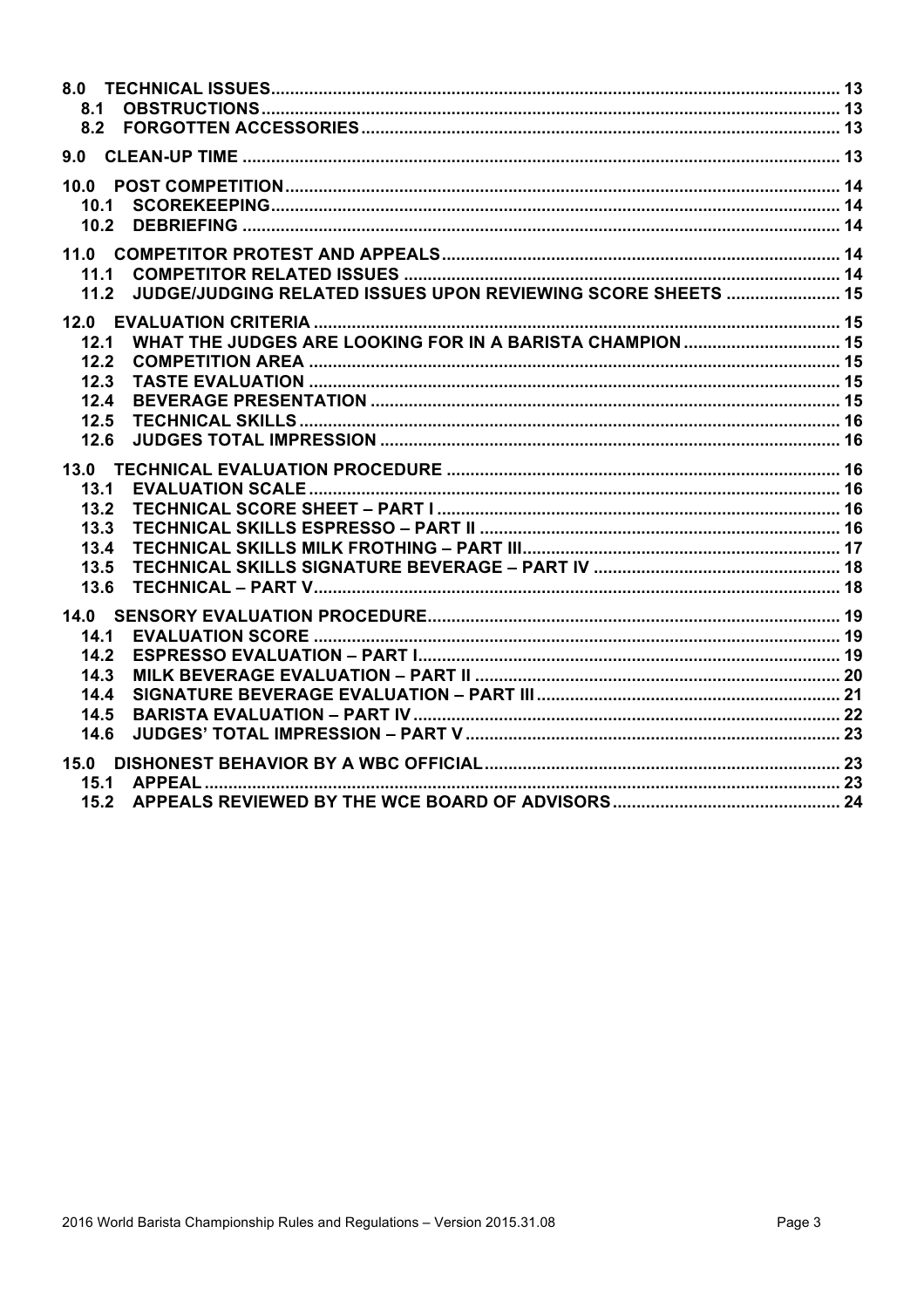- **8.0 TECHNICAL ISSUES** ........ 13
  - **8.1 OBSTRUCTIONS** ........ 13
  - **8.2 FORGOTTEN ACCESSORIES** ........ 13
- **9.0 CLEAN-UP TIME** ........ 13
- **10.0 POST COMPETITION** ........ 14
  - **10.1 SCOREKEEPING** ........ 14
  - **10.2 DEBRIEFING** ........ 14
- **11.0 COMPETITOR PROTEST AND APPEALS** ........ 14
  - **11.1 COMPETITOR RELATED ISSUES** ........ 14
  - **11.2 JUDGE/JUDGING RELATED ISSUES UPON REVIEWING SCORE SHEETS** ........ 15
- **12.0 EVALUATION CRITERIA** ........ 15
  - **12.1 WHAT THE JUDGES ARE LOOKING FOR IN A BARISTA CHAMPION** ........ 15
  - **12.2 COMPETITION AREA** ........ 15
  - **12.3 TASTE EVALUATION** ........ 15
  - **12.4 BEVERAGE PRESENTATION** ........ 15
  - **12.5 TECHNICAL SKILLS** ........ 16
  - **12.6 JUDGES TOTAL IMPRESSION** ........ 16
- **13.0 TECHNICAL EVALUATION PROCEDURE** ........ 16
  - **13.1 EVALUATION SCALE** ........ 16
  - **13.2 TECHNICAL SCORE SHEET – PART I** ........ 16
  - **13.3 TECHNICAL SKILLS ESPRESSO – PART II** ........ 16
  - **13.4 TECHNICAL SKILLS MILK FROTHING – PART III** ........ 17
  - **13.5 TECHNICAL SKILLS SIGNATURE BEVERAGE – PART IV** ........ 18
  - **13.6 TECHNICAL – PART V** ........ 18
- **14.0 SENSORY EVALUATION PROCEDURE** ........ 19
  - **14.1 EVALUATION SCORE** ........ 19
  - **14.2 ESPRESSO EVALUATION – PART I** ........ 19
  - **14.3 MILK BEVERAGE EVALUATION – PART II** ........ 20
  - **14.4 SIGNATURE BEVERAGE EVALUATION – PART III** ........ 21
  - **14.5 BARISTA EVALUATION – PART IV** ........ 22
  - **14.6 JUDGES' TOTAL IMPRESSION – PART V** ........ 23
- **15.0 DISHONEST BEHAVIOR BY A WBC OFFICIAL** ........ 23
  - **15.1 APPEAL** ........ 23
  - **15.2 APPEALS REVIEWED BY THE WCE BOARD OF ADVISORS** ........ 24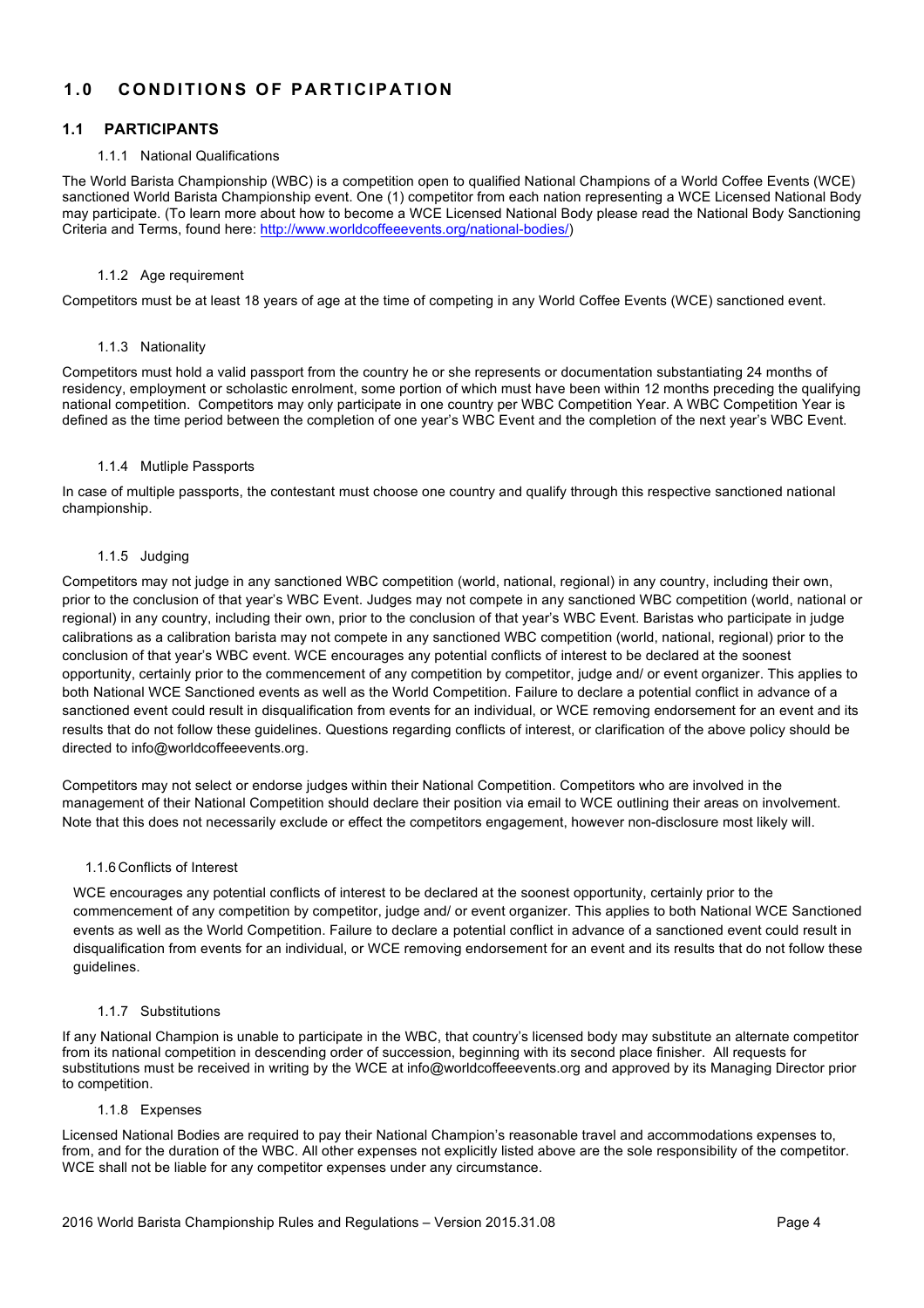# 1.0 CONDITIONS OF PARTICIPATION

## 1.1 PARTICIPANTS

### 1.1.1 National Qualifications

The World Barista Championship (WBC) is a competition open to qualified National Champions of a World Coffee Events (WCE) sanctioned World Barista Championship event. One (1) competitor from each nation representing a WCE Licensed National Body may participate. (To learn more about how to become a WCE Licensed National Body please read the National Body Sanctioning Criteria and Terms, found here: http://www.worldcoffeeevents.org/national-bodies/)

### 1.1.2 Age requirement

Competitors must be at least 18 years of age at the time of competing in any World Coffee Events (WCE) sanctioned event.

### 1.1.3 Nationality

Competitors must hold a valid passport from the country he or she represents or documentation substantiating 24 months of residency, employment or scholastic enrolment, some portion of which must have been within 12 months preceding the qualifying national competition. Competitors may only participate in one country per WBC Competition Year. A WBC Competition Year is defined as the time period between the completion of one year's WBC Event and the completion of the next year's WBC Event.

### 1.1.4 Mutliple Passports

In case of multiple passports, the contestant must choose one country and qualify through this respective sanctioned national championship.

### 1.1.5 Judging

Competitors may not judge in any sanctioned WBC competition (world, national, regional) in any country, including their own, prior to the conclusion of that year's WBC Event. Judges may not compete in any sanctioned WBC competition (world, national or regional) in any country, including their own, prior to the conclusion of that year's WBC Event. Baristas who participate in judge calibrations as a calibration barista may not compete in any sanctioned WBC competition (world, national, regional) prior to the conclusion of that year's WBC event. WCE encourages any potential conflicts of interest to be declared at the soonest opportunity, certainly prior to the commencement of any competition by competitor, judge and/ or event organizer. This applies to both National WCE Sanctioned events as well as the World Competition. Failure to declare a potential conflict in advance of a sanctioned event could result in disqualification from events for an individual, or WCE removing endorsement for an event and its results that do not follow these guidelines. Questions regarding conflicts of interest, or clarification of the above policy should be directed to info@worldcoffeeevents.org.

Competitors may not select or endorse judges within their National Competition. Competitors who are involved in the management of their National Competition should declare their position via email to WCE outlining their areas on involvement. Note that this does not necessarily exclude or effect the competitors engagement, however non-disclosure most likely will.

### 1.1.6 Conflicts of Interest

WCE encourages any potential conflicts of interest to be declared at the soonest opportunity, certainly prior to the commencement of any competition by competitor, judge and/ or event organizer. This applies to both National WCE Sanctioned events as well as the World Competition. Failure to declare a potential conflict in advance of a sanctioned event could result in disqualification from events for an individual, or WCE removing endorsement for an event and its results that do not follow these guidelines.

### 1.1.7 Substitutions

If any National Champion is unable to participate in the WBC, that country's licensed body may substitute an alternate competitor from its national competition in descending order of succession, beginning with its second place finisher. All requests for substitutions must be received in writing by the WCE at info@worldcoffeeevents.org and approved by its Managing Director prior to competition.

### 1.1.8 Expenses

Licensed National Bodies are required to pay their National Champion's reasonable travel and accommodations expenses to, from, and for the duration of the WBC. All other expenses not explicitly listed above are the sole responsibility of the competitor. WCE shall not be liable for any competitor expenses under any circumstance.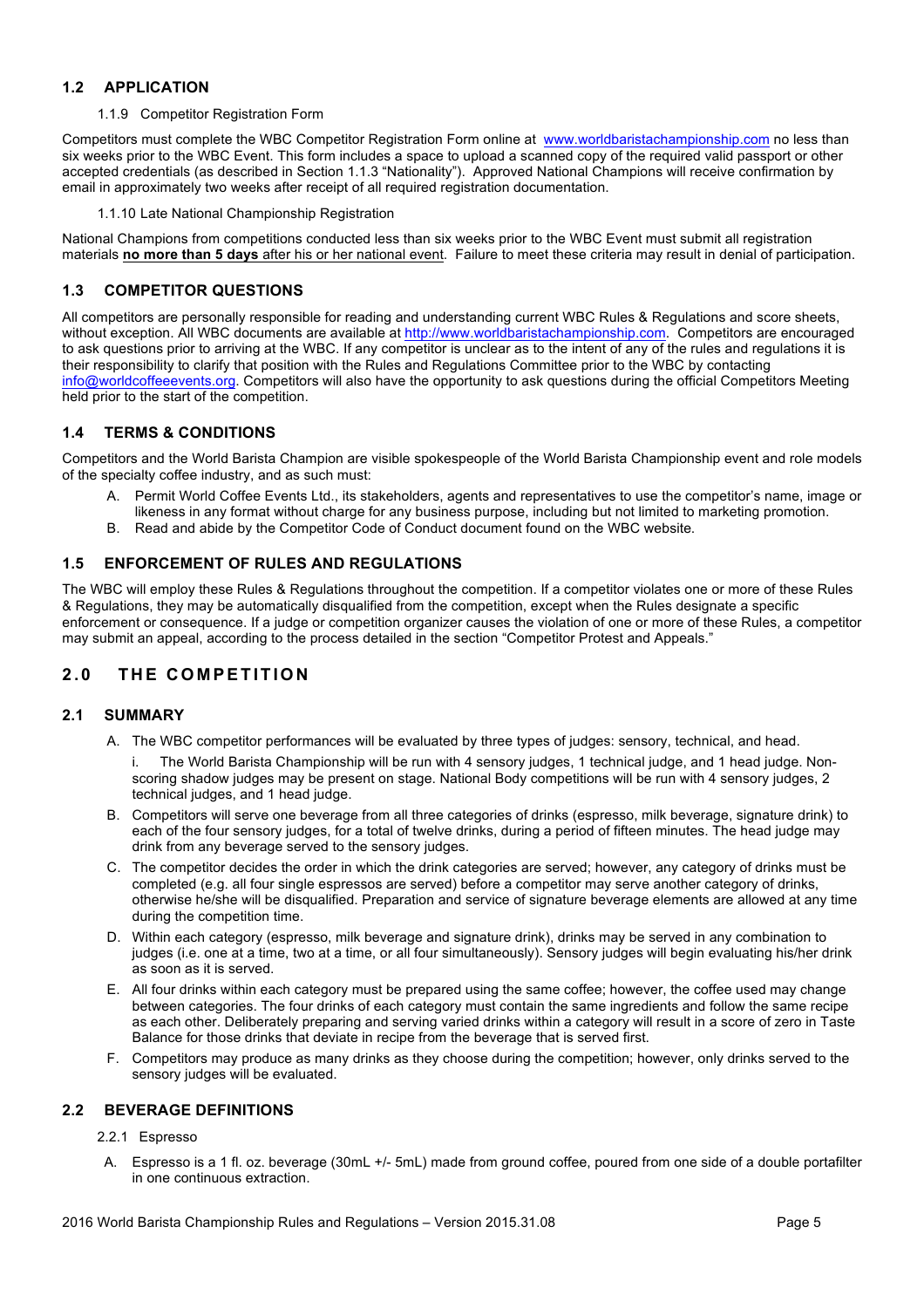## 1.2 APPLICATION

#### 1.1.9 Competitor Registration Form

Competitors must complete the WBC Competitor Registration Form online at www.worldbaristachampionship.com no less than six weeks prior to the WBC Event. This form includes a space to upload a scanned copy of the required valid passport or other accepted credentials (as described in Section 1.1.3 "Nationality"). Approved National Champions will receive confirmation by email in approximately two weeks after receipt of all required registration documentation.

#### 1.1.10 Late National Championship Registration

National Champions from competitions conducted less than six weeks prior to the WBC Event must submit all registration materials **no more than 5 days** after his or her national event. Failure to meet these criteria may result in denial of participation.

## 1.3 COMPETITOR QUESTIONS

All competitors are personally responsible for reading and understanding current WBC Rules & Regulations and score sheets, without exception. All WBC documents are available at http://www.worldbaristachampionship.com. Competitors are encouraged to ask questions prior to arriving at the WBC. If any competitor is unclear as to the intent of any of the rules and regulations it is their responsibility to clarify that position with the Rules and Regulations Committee prior to the WBC by contacting info@worldcoffeeevents.org. Competitors will also have the opportunity to ask questions during the official Competitors Meeting held prior to the start of the competition.

## 1.4 TERMS & CONDITIONS

Competitors and the World Barista Champion are visible spokespeople of the World Barista Championship event and role models of the specialty coffee industry, and as such must:

A. Permit World Coffee Events Ltd., its stakeholders, agents and representatives to use the competitor's name, image or likeness in any format without charge for any business purpose, including but not limited to marketing promotion.
B. Read and abide by the Competitor Code of Conduct document found on the WBC website.

## 1.5 ENFORCEMENT OF RULES AND REGULATIONS

The WBC will employ these Rules & Regulations throughout the competition. If a competitor violates one or more of these Rules & Regulations, they may be automatically disqualified from the competition, except when the Rules designate a specific enforcement or consequence. If a judge or competition organizer causes the violation of one or more of these Rules, a competitor may submit an appeal, according to the process detailed in the section "Competitor Protest and Appeals."

# 2.0 THE COMPETITION

## 2.1 SUMMARY

A. The WBC competitor performances will be evaluated by three types of judges: sensory, technical, and head.
   i. The World Barista Championship will be run with 4 sensory judges, 1 technical judge, and 1 head judge. Non-scoring shadow judges may be present on stage. National Body competitions will be run with 4 sensory judges, 2 technical judges, and 1 head judge.
B. Competitors will serve one beverage from all three categories of drinks (espresso, milk beverage, signature drink) to each of the four sensory judges, for a total of twelve drinks, during a period of fifteen minutes. The head judge may drink from any beverage served to the sensory judges.
C. The competitor decides the order in which the drink categories are served; however, any category of drinks must be completed (e.g. all four single espressos are served) before a competitor may serve another category of drinks, otherwise he/she will be disqualified. Preparation and service of signature beverage elements are allowed at any time during the competition time.
D. Within each category (espresso, milk beverage and signature drink), drinks may be served in any combination to judges (i.e. one at a time, two at a time, or all four simultaneously). Sensory judges will begin evaluating his/her drink as soon as it is served.
E. All four drinks within each category must be prepared using the same coffee; however, the coffee used may change between categories. The four drinks of each category must contain the same ingredients and follow the same recipe as each other. Deliberately preparing and serving varied drinks within a category will result in a score of zero in Taste Balance for those drinks that deviate in recipe from the beverage that is served first.
F. Competitors may produce as many drinks as they choose during the competition; however, only drinks served to the sensory judges will be evaluated.

## 2.2 BEVERAGE DEFINITIONS

### 2.2.1 Espresso

A. Espresso is a 1 fl. oz. beverage (30mL +/- 5mL) made from ground coffee, poured from one side of a double portafilter in one continuous extraction.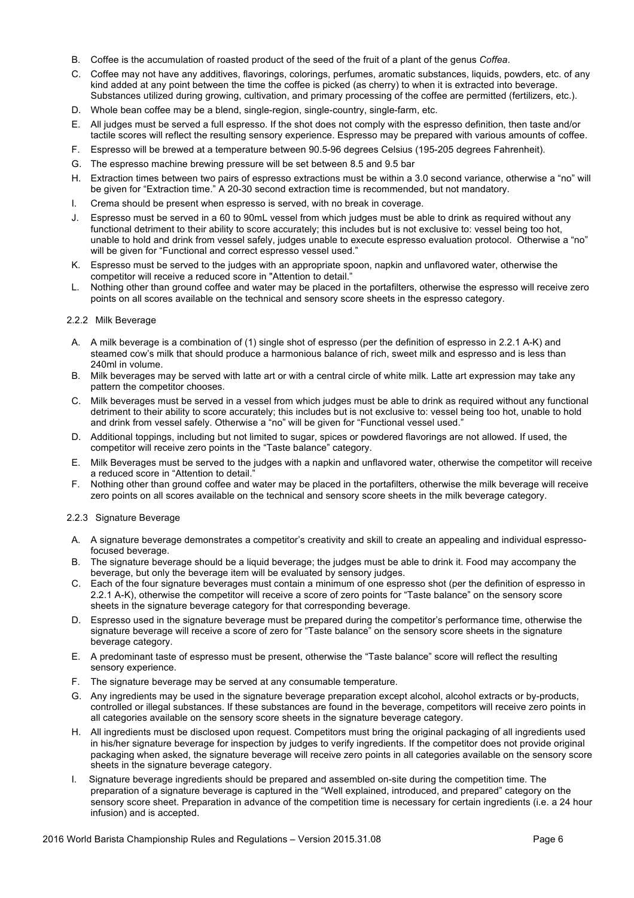B. Coffee is the accumulation of roasted product of the seed of the fruit of a plant of the genus *Coffea*.

C. Coffee may not have any additives, flavorings, colorings, perfumes, aromatic substances, liquids, powders, etc. of any kind added at any point between the time the coffee is picked (as cherry) to when it is extracted into beverage. Substances utilized during growing, cultivation, and primary processing of the coffee are permitted (fertilizers, etc.).

D. Whole bean coffee may be a blend, single-region, single-country, single-farm, etc.

E. All judges must be served a full espresso. If the shot does not comply with the espresso definition, then taste and/or tactile scores will reflect the resulting sensory experience. Espresso may be prepared with various amounts of coffee.

F. Espresso will be brewed at a temperature between 90.5-96 degrees Celsius (195-205 degrees Fahrenheit).

G. The espresso machine brewing pressure will be set between 8.5 and 9.5 bar

H. Extraction times between two pairs of espresso extractions must be within a 3.0 second variance, otherwise a "no" will be given for "Extraction time." A 20-30 second extraction time is recommended, but not mandatory.

I. Crema should be present when espresso is served, with no break in coverage.

J. Espresso must be served in a 60 to 90mL vessel from which judges must be able to drink as required without any functional detriment to their ability to score accurately; this includes but is not exclusive to: vessel being too hot, unable to hold and drink from vessel safely, judges unable to execute espresso evaluation protocol. Otherwise a "no" will be given for "Functional and correct espresso vessel used."

K. Espresso must be served to the judges with an appropriate spoon, napkin and unflavored water, otherwise the competitor will receive a reduced score in "Attention to detail."

L. Nothing other than ground coffee and water may be placed in the portafilters, otherwise the espresso will receive zero points on all scores available on the technical and sensory score sheets in the espresso category.

### 2.2.2 Milk Beverage

A. A milk beverage is a combination of (1) single shot of espresso (per the definition of espresso in 2.2.1 A-K) and steamed cow's milk that should produce a harmonious balance of rich, sweet milk and espresso and is less than 240ml in volume.

B. Milk beverages may be served with latte art or with a central circle of white milk. Latte art expression may take any pattern the competitor chooses.

C. Milk beverages must be served in a vessel from which judges must be able to drink as required without any functional detriment to their ability to score accurately; this includes but is not exclusive to: vessel being too hot, unable to hold and drink from vessel safely. Otherwise a "no" will be given for "Functional vessel used."

D. Additional toppings, including but not limited to sugar, spices or powdered flavorings are not allowed. If used, the competitor will receive zero points in the "Taste balance" category.

E. Milk Beverages must be served to the judges with a napkin and unflavored water, otherwise the competitor will receive a reduced score in "Attention to detail."

F. Nothing other than ground coffee and water may be placed in the portafilters, otherwise the milk beverage will receive zero points on all scores available on the technical and sensory score sheets in the milk beverage category.

### 2.2.3 Signature Beverage

A. A signature beverage demonstrates a competitor's creativity and skill to create an appealing and individual espresso-focused beverage.

B. The signature beverage should be a liquid beverage; the judges must be able to drink it. Food may accompany the beverage, but only the beverage item will be evaluated by sensory judges.

C. Each of the four signature beverages must contain a minimum of one espresso shot (per the definition of espresso in 2.2.1 A-K), otherwise the competitor will receive a score of zero points for "Taste balance" on the sensory score sheets in the signature beverage category for that corresponding beverage.

D. Espresso used in the signature beverage must be prepared during the competitor's performance time, otherwise the signature beverage will receive a score of zero for "Taste balance" on the sensory score sheets in the signature beverage category.

E. A predominant taste of espresso must be present, otherwise the "Taste balance" score will reflect the resulting sensory experience.

F. The signature beverage may be served at any consumable temperature.

G. Any ingredients may be used in the signature beverage preparation except alcohol, alcohol extracts or by-products, controlled or illegal substances. If these substances are found in the beverage, competitors will receive zero points in all categories available on the sensory score sheets in the signature beverage category.

H. All ingredients must be disclosed upon request. Competitors must bring the original packaging of all ingredients used in his/her signature beverage for inspection by judges to verify ingredients. If the competitor does not provide original packaging when asked, the signature beverage will receive zero points in all categories available on the sensory score sheets in the signature beverage category.

I. Signature beverage ingredients should be prepared and assembled on-site during the competition time. The preparation of a signature beverage is captured in the "Well explained, introduced, and prepared" category on the sensory score sheet. Preparation in advance of the competition time is necessary for certain ingredients (i.e. a 24 hour infusion) and is accepted.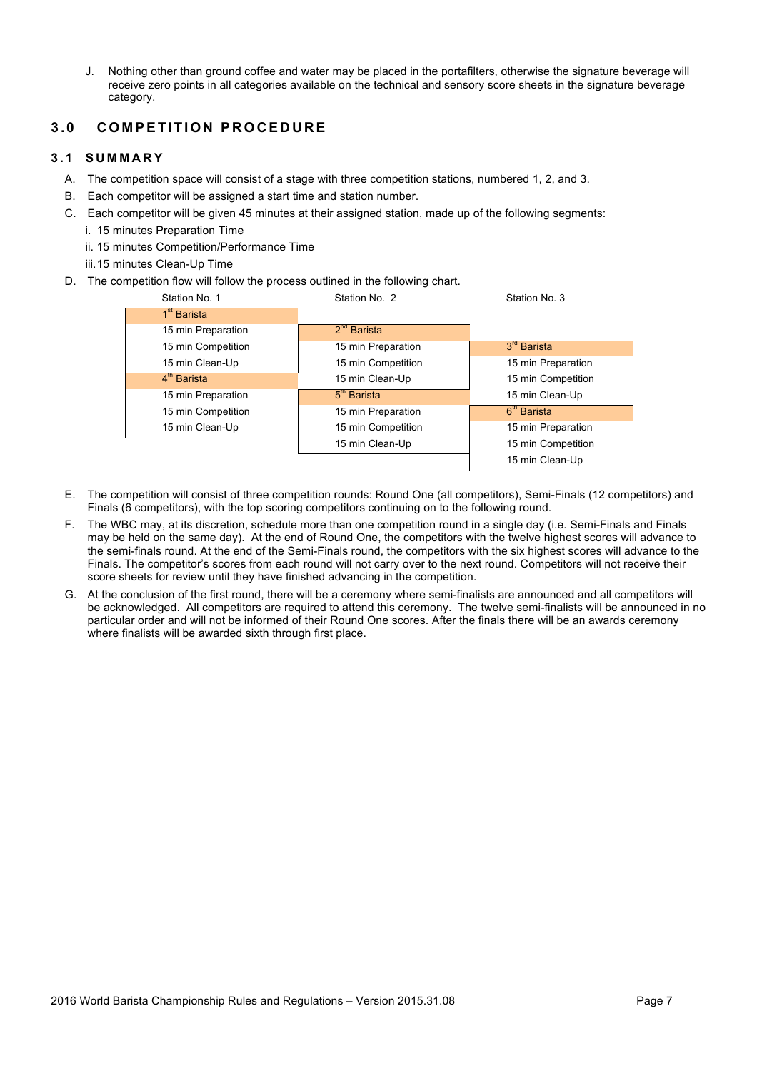J. Nothing other than ground coffee and water may be placed in the portafilters, otherwise the signature beverage will receive zero points in all categories available on the technical and sensory score sheets in the signature beverage category.

## 3.0 COMPETITION PROCEDURE

### 3.1 SUMMARY

A. The competition space will consist of a stage with three competition stations, numbered 1, 2, and 3.

B. Each competitor will be assigned a start time and station number.

C. Each competitor will be given 45 minutes at their assigned station, made up of the following segments:

i. 15 minutes Preparation Time

ii. 15 minutes Competition/Performance Time

iii. 15 minutes Clean-Up Time

D. The competition flow will follow the process outlined in the following chart.

| Station No. 1 | Station No. 2 | Station No. 3 |
|---|---|---|
| 1st Barista | | |
| 15 min Preparation | 2nd Barista | |
| 15 min Competition | 15 min Preparation | 3rd Barista |
| 15 min Clean-Up | 15 min Competition | 15 min Preparation |
| 4th Barista | 15 min Clean-Up | 15 min Competition |
| 15 min Preparation | 5th Barista | 15 min Clean-Up |
| 15 min Competition | 15 min Preparation | 6th Barista |
| 15 min Clean-Up | 15 min Competition | 15 min Preparation |
| | 15 min Clean-Up | 15 min Competition |
| | | 15 min Clean-Up |

E. The competition will consist of three competition rounds: Round One (all competitors), Semi-Finals (12 competitors) and Finals (6 competitors), with the top scoring competitors continuing on to the following round.

F. The WBC may, at its discretion, schedule more than one competition round in a single day (i.e. Semi-Finals and Finals may be held on the same day). At the end of Round One, the competitors with the twelve highest scores will advance to the semi-finals round. At the end of the Semi-Finals round, the competitors with the six highest scores will advance to the Finals. The competitor's scores from each round will not carry over to the next round. Competitors will not receive their score sheets for review until they have finished advancing in the competition.

G. At the conclusion of the first round, there will be a ceremony where semi-finalists are announced and all competitors will be acknowledged. All competitors are required to attend this ceremony. The twelve semi-finalists will be announced in no particular order and will not be informed of their Round One scores. After the finals there will be an awards ceremony where finalists will be awarded sixth through first place.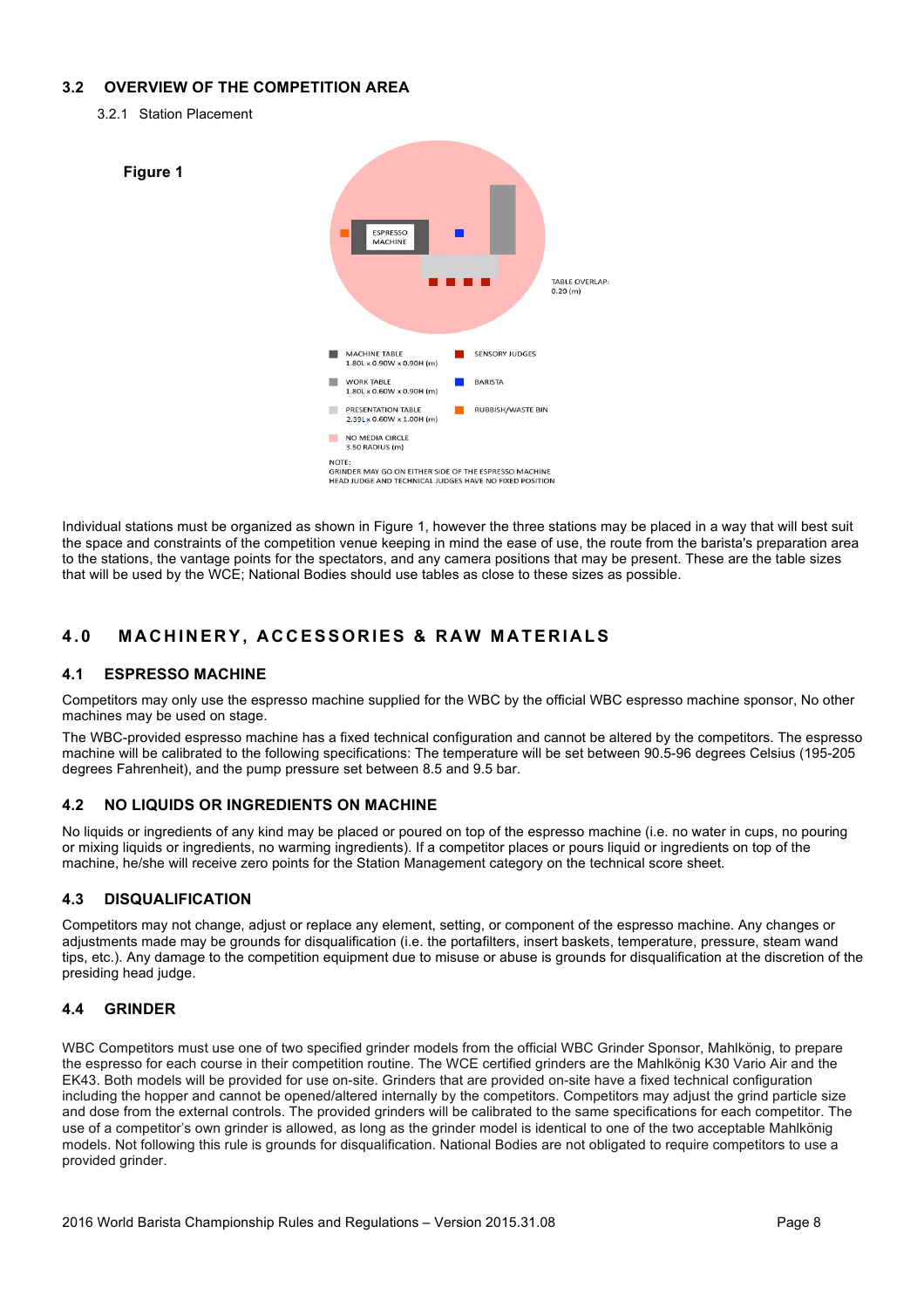### 3.2 OVERVIEW OF THE COMPETITION AREA

3.2.1 Station Placement

**Figure 1**

ESPRESSO MACHINE

TABLE OVERLAP: 0.20 (m)

MACHINE TABLE 1.80L x 0.90W x 0.90H (m)

WORK TABLE 1.80L x 0.60W x 0.90H (m)

PRESENTATION TABLE 2.39L x 0.60W x 1.00H (m)

NO MEDIA CIRCLE 3.50 RADIUS (m)

SENSORY JUDGES

BARISTA

RUBBISH/WASTE BIN

NOTE:
GRINDER MAY GO ON EITHER SIDE OF THE ESPRESSO MACHINE
HEAD JUDGE AND TECHNICAL JUDGES HAVE NO FIXED POSITION

Individual stations must be organized as shown in Figure 1, however the three stations may be placed in a way that will best suit the space and constraints of the competition venue keeping in mind the ease of use, the route from the barista's preparation area to the stations, the vantage points for the spectators, and any camera positions that may be present. These are the table sizes that will be used by the WCE; National Bodies should use tables as close to these sizes as possible.

## 4.0 MACHINERY, ACCESSORIES & RAW MATERIALS

### 4.1 ESPRESSO MACHINE

Competitors may only use the espresso machine supplied for the WBC by the official WBC espresso machine sponsor, No other machines may be used on stage.

The WBC-provided espresso machine has a fixed technical configuration and cannot be altered by the competitors. The espresso machine will be calibrated to the following specifications: The temperature will be set between 90.5-96 degrees Celsius (195-205 degrees Fahrenheit), and the pump pressure set between 8.5 and 9.5 bar.

### 4.2 NO LIQUIDS OR INGREDIENTS ON MACHINE

No liquids or ingredients of any kind may be placed or poured on top of the espresso machine (i.e. no water in cups, no pouring or mixing liquids or ingredients, no warming ingredients). If a competitor places or pours liquid or ingredients on top of the machine, he/she will receive zero points for the Station Management category on the technical score sheet.

### 4.3 DISQUALIFICATION

Competitors may not change, adjust or replace any element, setting, or component of the espresso machine. Any changes or adjustments made may be grounds for disqualification (i.e. the portafilters, insert baskets, temperature, pressure, steam wand tips, etc.). Any damage to the competition equipment due to misuse or abuse is grounds for disqualification at the discretion of the presiding head judge.

### 4.4 GRINDER

WBC Competitors must use one of two specified grinder models from the official WBC Grinder Sponsor, Mahlkönig, to prepare the espresso for each course in their competition routine. The WCE certified grinders are the Mahlkönig K30 Vario Air and the EK43. Both models will be provided for use on-site. Grinders that are provided on-site have a fixed technical configuration including the hopper and cannot be opened/altered internally by the competitors. Competitors may adjust the grind particle size and dose from the external controls. The provided grinders will be calibrated to the same specifications for each competitor. The use of a competitor's own grinder is allowed, as long as the grinder model is identical to one of the two acceptable Mahlkönig models. Not following this rule is grounds for disqualification. National Bodies are not obligated to require competitors to use a provided grinder.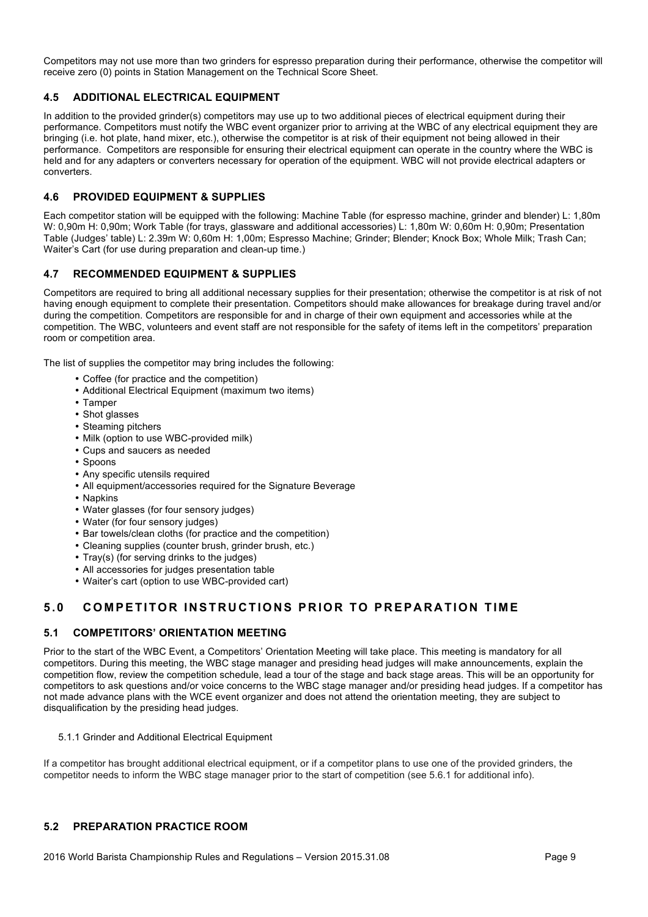Competitors may not use more than two grinders for espresso preparation during their performance, otherwise the competitor will receive zero (0) points in Station Management on the Technical Score Sheet.

### 4.5 ADDITIONAL ELECTRICAL EQUIPMENT

In addition to the provided grinder(s) competitors may use up to two additional pieces of electrical equipment during their performance. Competitors must notify the WBC event organizer prior to arriving at the WBC of any electrical equipment they are bringing (i.e. hot plate, hand mixer, etc.), otherwise the competitor is at risk of their equipment not being allowed in their performance. Competitors are responsible for ensuring their electrical equipment can operate in the country where the WBC is held and for any adapters or converters necessary for operation of the equipment. WBC will not provide electrical adapters or converters.

### 4.6 PROVIDED EQUIPMENT & SUPPLIES

Each competitor station will be equipped with the following: Machine Table (for espresso machine, grinder and blender) L: 1,80m W: 0,90m H: 0,90m; Work Table (for trays, glassware and additional accessories) L: 1,80m W: 0,60m H: 0,90m; Presentation Table (Judges' table) L: 2.39m W: 0,60m H: 1,00m; Espresso Machine; Grinder; Blender; Knock Box; Whole Milk; Trash Can; Waiter's Cart (for use during preparation and clean-up time.)

### 4.7 RECOMMENDED EQUIPMENT & SUPPLIES

Competitors are required to bring all additional necessary supplies for their presentation; otherwise the competitor is at risk of not having enough equipment to complete their presentation. Competitors should make allowances for breakage during travel and/or during the competition. Competitors are responsible for and in charge of their own equipment and accessories while at the competition. The WBC, volunteers and event staff are not responsible for the safety of items left in the competitors' preparation room or competition area.

The list of supplies the competitor may bring includes the following:

- Coffee (for practice and the competition)
- Additional Electrical Equipment (maximum two items)
- Tamper
- Shot glasses
- Steaming pitchers
- Milk (option to use WBC-provided milk)
- Cups and saucers as needed
- Spoons
- Any specific utensils required
- All equipment/accessories required for the Signature Beverage
- Napkins
- Water glasses (for four sensory judges)
- Water (for four sensory judges)
- Bar towels/clean cloths (for practice and the competition)
- Cleaning supplies (counter brush, grinder brush, etc.)
- Tray(s) (for serving drinks to the judges)
- All accessories for judges presentation table
- Waiter's cart (option to use WBC-provided cart)

## 5.0 COMPETITOR INSTRUCTIONS PRIOR TO PREPARATION TIME

### 5.1 COMPETITORS' ORIENTATION MEETING

Prior to the start of the WBC Event, a Competitors' Orientation Meeting will take place. This meeting is mandatory for all competitors. During this meeting, the WBC stage manager and presiding head judges will make announcements, explain the competition flow, review the competition schedule, lead a tour of the stage and back stage areas. This will be an opportunity for competitors to ask questions and/or voice concerns to the WBC stage manager and/or presiding head judges. If a competitor has not made advance plans with the WCE event organizer and does not attend the orientation meeting, they are subject to disqualification by the presiding head judges.

5.1.1 Grinder and Additional Electrical Equipment

If a competitor has brought additional electrical equipment, or if a competitor plans to use one of the provided grinders, the competitor needs to inform the WBC stage manager prior to the start of competition (see 5.6.1 for additional info).

### 5.2 PREPARATION PRACTICE ROOM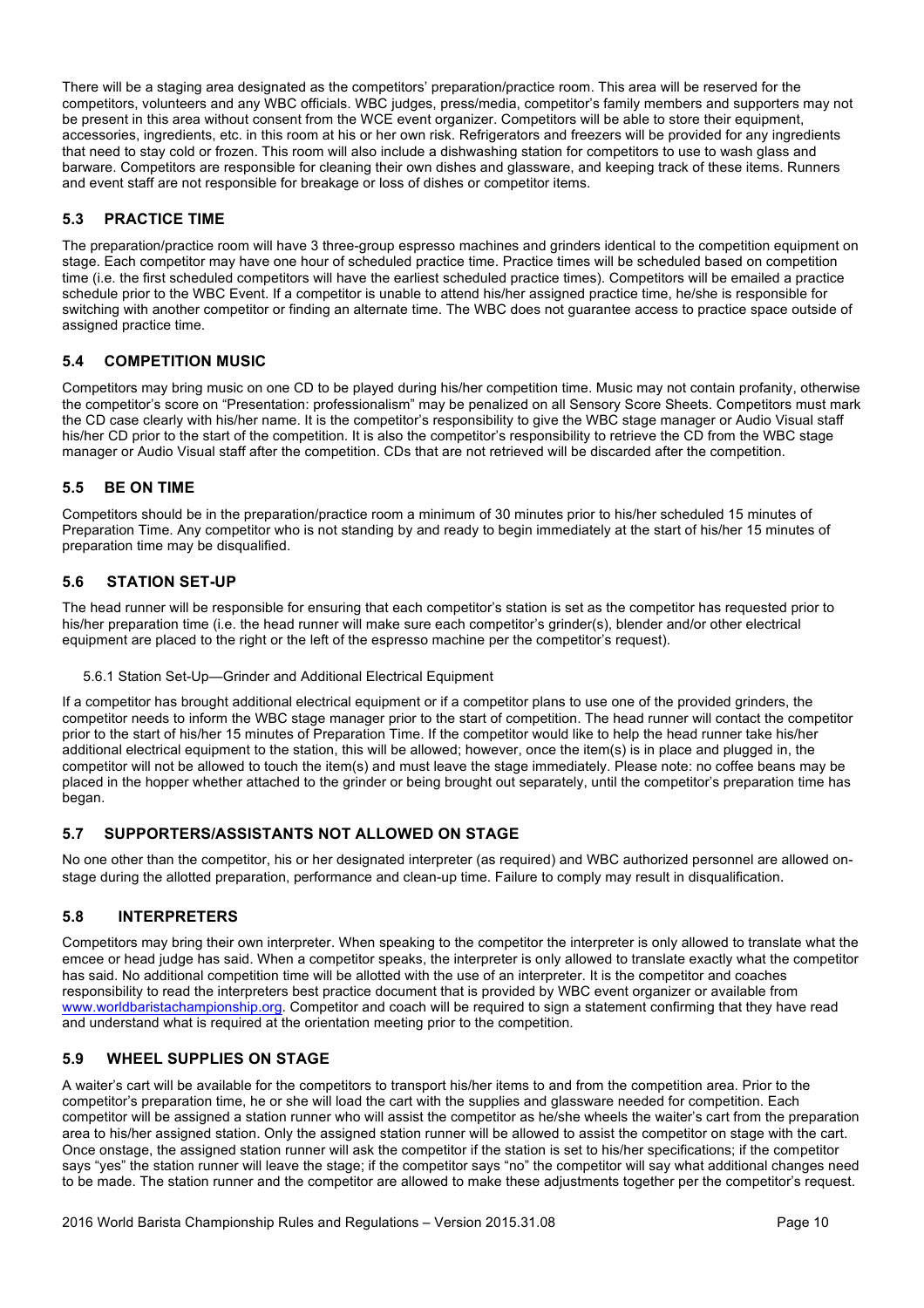There will be a staging area designated as the competitors' preparation/practice room. This area will be reserved for the competitors, volunteers and any WBC officials. WBC judges, press/media, competitor's family members and supporters may not be present in this area without consent from the WCE event organizer. Competitors will be able to store their equipment, accessories, ingredients, etc. in this room at his or her own risk. Refrigerators and freezers will be provided for any ingredients that need to stay cold or frozen. This room will also include a dishwashing station for competitors to use to wash glass and barware. Competitors are responsible for cleaning their own dishes and glassware, and keeping track of these items. Runners and event staff are not responsible for breakage or loss of dishes or competitor items.

## 5.3 PRACTICE TIME

The preparation/practice room will have 3 three-group espresso machines and grinders identical to the competition equipment on stage. Each competitor may have one hour of scheduled practice time. Practice times will be scheduled based on competition time (i.e. the first scheduled competitors will have the earliest scheduled practice times). Competitors will be emailed a practice schedule prior to the WBC Event. If a competitor is unable to attend his/her assigned practice time, he/she is responsible for switching with another competitor or finding an alternate time. The WBC does not guarantee access to practice space outside of assigned practice time.

## 5.4 COMPETITION MUSIC

Competitors may bring music on one CD to be played during his/her competition time. Music may not contain profanity, otherwise the competitor's score on "Presentation: professionalism" may be penalized on all Sensory Score Sheets. Competitors must mark the CD case clearly with his/her name. It is the competitor's responsibility to give the WBC stage manager or Audio Visual staff his/her CD prior to the start of the competition. It is also the competitor's responsibility to retrieve the CD from the WBC stage manager or Audio Visual staff after the competition. CDs that are not retrieved will be discarded after the competition.

## 5.5 BE ON TIME

Competitors should be in the preparation/practice room a minimum of 30 minutes prior to his/her scheduled 15 minutes of Preparation Time. Any competitor who is not standing by and ready to begin immediately at the start of his/her 15 minutes of preparation time may be disqualified.

## 5.6 STATION SET-UP

The head runner will be responsible for ensuring that each competitor's station is set as the competitor has requested prior to his/her preparation time (i.e. the head runner will make sure each competitor's grinder(s), blender and/or other electrical equipment are placed to the right or the left of the espresso machine per the competitor's request).

### 5.6.1 Station Set-Up—Grinder and Additional Electrical Equipment

If a competitor has brought additional electrical equipment or if a competitor plans to use one of the provided grinders, the competitor needs to inform the WBC stage manager prior to the start of competition. The head runner will contact the competitor prior to the start of his/her 15 minutes of Preparation Time. If the competitor would like to help the head runner take his/her additional electrical equipment to the station, this will be allowed; however, once the item(s) is in place and plugged in, the competitor will not be allowed to touch the item(s) and must leave the stage immediately. Please note: no coffee beans may be placed in the hopper whether attached to the grinder or being brought out separately, until the competitor's preparation time has began.

## 5.7 SUPPORTERS/ASSISTANTS NOT ALLOWED ON STAGE

No one other than the competitor, his or her designated interpreter (as required) and WBC authorized personnel are allowed on-stage during the allotted preparation, performance and clean-up time. Failure to comply may result in disqualification.

## 5.8 INTERPRETERS

Competitors may bring their own interpreter. When speaking to the competitor the interpreter is only allowed to translate what the emcee or head judge has said. When a competitor speaks, the interpreter is only allowed to translate exactly what the competitor has said. No additional competition time will be allotted with the use of an interpreter. It is the competitor and coaches responsibility to read the interpreters best practice document that is provided by WBC event organizer or available from [www.worldbaristachampionship.org](http://www.worldbaristachampionship.org). Competitor and coach will be required to sign a statement confirming that they have read and understand what is required at the orientation meeting prior to the competition.

## 5.9 WHEEL SUPPLIES ON STAGE

A waiter's cart will be available for the competitors to transport his/her items to and from the competition area. Prior to the competitor's preparation time, he or she will load the cart with the supplies and glassware needed for competition. Each competitor will be assigned a station runner who will assist the competitor as he/she wheels the waiter's cart from the preparation area to his/her assigned station. Only the assigned station runner will be allowed to assist the competitor on stage with the cart. Once onstage, the assigned station runner will ask the competitor if the station is set to his/her specifications; if the competitor says "yes" the station runner will leave the stage; if the competitor says "no" the competitor will say what additional changes need to be made. The station runner and the competitor are allowed to make these adjustments together per the competitor's request.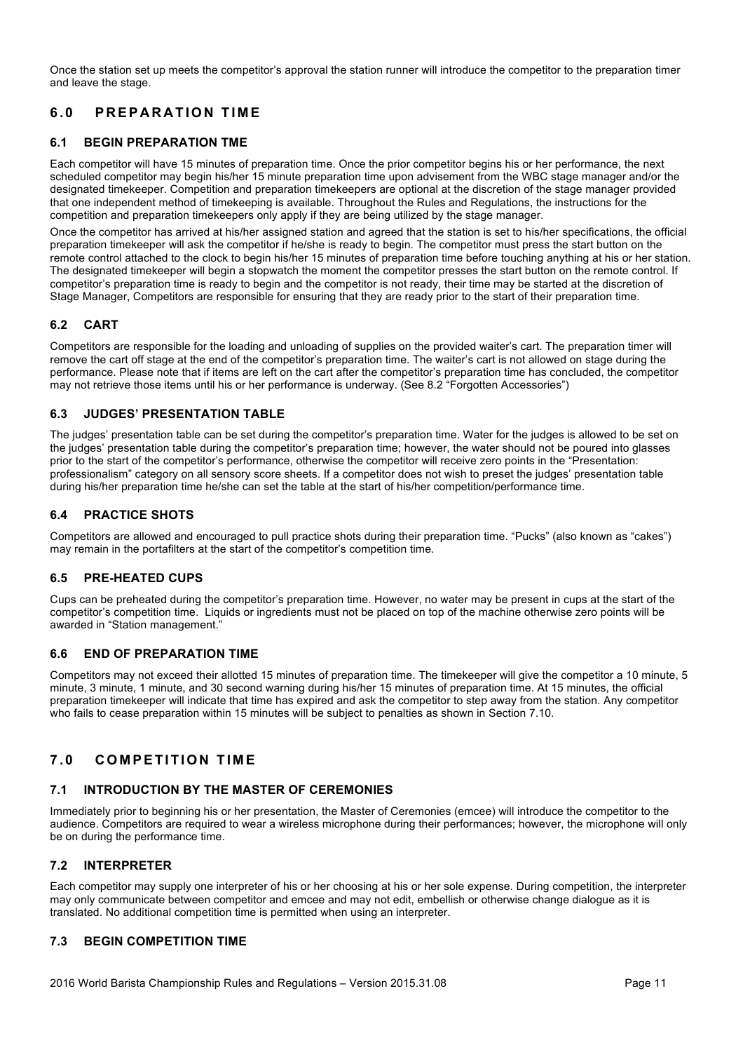Once the station set up meets the competitor's approval the station runner will introduce the competitor to the preparation timer and leave the stage.

# 6.0 PREPARATION TIME

## 6.1 BEGIN PREPARATION TME

Each competitor will have 15 minutes of preparation time. Once the prior competitor begins his or her performance, the next scheduled competitor may begin his/her 15 minute preparation time upon advisement from the WBC stage manager and/or the designated timekeeper. Competition and preparation timekeepers are optional at the discretion of the stage manager provided that one independent method of timekeeping is available. Throughout the Rules and Regulations, the instructions for the competition and preparation timekeepers only apply if they are being utilized by the stage manager.

Once the competitor has arrived at his/her assigned station and agreed that the station is set to his/her specifications, the official preparation timekeeper will ask the competitor if he/she is ready to begin. The competitor must press the start button on the remote control attached to the clock to begin his/her 15 minutes of preparation time before touching anything at his or her station. The designated timekeeper will begin a stopwatch the moment the competitor presses the start button on the remote control. If competitor's preparation time is ready to begin and the competitor is not ready, their time may be started at the discretion of Stage Manager, Competitors are responsible for ensuring that they are ready prior to the start of their preparation time.

## 6.2 CART

Competitors are responsible for the loading and unloading of supplies on the provided waiter's cart. The preparation timer will remove the cart off stage at the end of the competitor's preparation time. The waiter's cart is not allowed on stage during the performance. Please note that if items are left on the cart after the competitor's preparation time has concluded, the competitor may not retrieve those items until his or her performance is underway. (See 8.2 "Forgotten Accessories")

## 6.3 JUDGES' PRESENTATION TABLE

The judges' presentation table can be set during the competitor's preparation time. Water for the judges is allowed to be set on the judges' presentation table during the competitor's preparation time; however, the water should not be poured into glasses prior to the start of the competitor's performance, otherwise the competitor will receive zero points in the "Presentation: professionalism" category on all sensory score sheets. If a competitor does not wish to preset the judges' presentation table during his/her preparation time he/she can set the table at the start of his/her competition/performance time.

## 6.4 PRACTICE SHOTS

Competitors are allowed and encouraged to pull practice shots during their preparation time. "Pucks" (also known as "cakes") may remain in the portafilters at the start of the competitor's competition time.

## 6.5 PRE-HEATED CUPS

Cups can be preheated during the competitor's preparation time. However, no water may be present in cups at the start of the competitor's competition time. Liquids or ingredients must not be placed on top of the machine otherwise zero points will be awarded in "Station management."

## 6.6 END OF PREPARATION TIME

Competitors may not exceed their allotted 15 minutes of preparation time. The timekeeper will give the competitor a 10 minute, 5 minute, 3 minute, 1 minute, and 30 second warning during his/her 15 minutes of preparation time. At 15 minutes, the official preparation timekeeper will indicate that time has expired and ask the competitor to step away from the station. Any competitor who fails to cease preparation within 15 minutes will be subject to penalties as shown in Section 7.10.

# 7.0 COMPETITION TIME

## 7.1 INTRODUCTION BY THE MASTER OF CEREMONIES

Immediately prior to beginning his or her presentation, the Master of Ceremonies (emcee) will introduce the competitor to the audience. Competitors are required to wear a wireless microphone during their performances; however, the microphone will only be on during the performance time.

## 7.2 INTERPRETER

Each competitor may supply one interpreter of his or her choosing at his or her sole expense. During competition, the interpreter may only communicate between competitor and emcee and may not edit, embellish or otherwise change dialogue as it is translated. No additional competition time is permitted when using an interpreter.

## 7.3 BEGIN COMPETITION TIME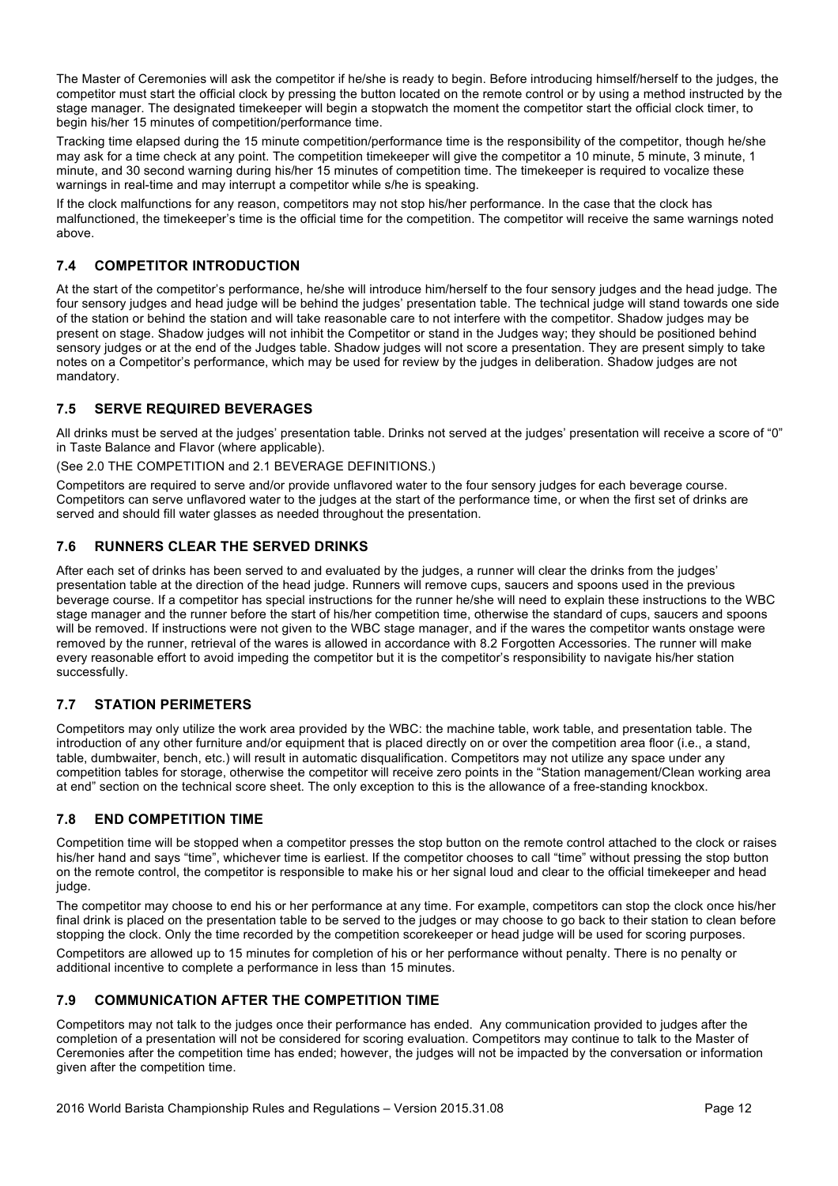The Master of Ceremonies will ask the competitor if he/she is ready to begin. Before introducing himself/herself to the judges, the competitor must start the official clock by pressing the button located on the remote control or by using a method instructed by the stage manager. The designated timekeeper will begin a stopwatch the moment the competitor start the official clock timer, to begin his/her 15 minutes of competition/performance time.

Tracking time elapsed during the 15 minute competition/performance time is the responsibility of the competitor, though he/she may ask for a time check at any point. The competition timekeeper will give the competitor a 10 minute, 5 minute, 3 minute, 1 minute, and 30 second warning during his/her 15 minutes of competition time. The timekeeper is required to vocalize these warnings in real-time and may interrupt a competitor while s/he is speaking.

If the clock malfunctions for any reason, competitors may not stop his/her performance. In the case that the clock has malfunctioned, the timekeeper's time is the official time for the competition. The competitor will receive the same warnings noted above.

### 7.4 COMPETITOR INTRODUCTION

At the start of the competitor's performance, he/she will introduce him/herself to the four sensory judges and the head judge. The four sensory judges and head judge will be behind the judges' presentation table. The technical judge will stand towards one side of the station or behind the station and will take reasonable care to not interfere with the competitor. Shadow judges may be present on stage. Shadow judges will not inhibit the Competitor or stand in the Judges way; they should be positioned behind sensory judges or at the end of the Judges table. Shadow judges will not score a presentation. They are present simply to take notes on a Competitor's performance, which may be used for review by the judges in deliberation. Shadow judges are not mandatory.

### 7.5 SERVE REQUIRED BEVERAGES

All drinks must be served at the judges' presentation table. Drinks not served at the judges' presentation will receive a score of "0" in Taste Balance and Flavor (where applicable).

(See 2.0 THE COMPETITION and 2.1 BEVERAGE DEFINITIONS.)

Competitors are required to serve and/or provide unflavored water to the four sensory judges for each beverage course. Competitors can serve unflavored water to the judges at the start of the performance time, or when the first set of drinks are served and should fill water glasses as needed throughout the presentation.

### 7.6 RUNNERS CLEAR THE SERVED DRINKS

After each set of drinks has been served to and evaluated by the judges, a runner will clear the drinks from the judges' presentation table at the direction of the head judge. Runners will remove cups, saucers and spoons used in the previous beverage course. If a competitor has special instructions for the runner he/she will need to explain these instructions to the WBC stage manager and the runner before the start of his/her competition time, otherwise the standard of cups, saucers and spoons will be removed. If instructions were not given to the WBC stage manager, and if the wares the competitor wants onstage were removed by the runner, retrieval of the wares is allowed in accordance with 8.2 Forgotten Accessories. The runner will make every reasonable effort to avoid impeding the competitor but it is the competitor's responsibility to navigate his/her station successfully.

### 7.7 STATION PERIMETERS

Competitors may only utilize the work area provided by the WBC: the machine table, work table, and presentation table. The introduction of any other furniture and/or equipment that is placed directly on or over the competition area floor (i.e., a stand, table, dumbwaiter, bench, etc.) will result in automatic disqualification. Competitors may not utilize any space under any competition tables for storage, otherwise the competitor will receive zero points in the "Station management/Clean working area at end" section on the technical score sheet. The only exception to this is the allowance of a free-standing knockbox.

### 7.8 END COMPETITION TIME

Competition time will be stopped when a competitor presses the stop button on the remote control attached to the clock or raises his/her hand and says "time", whichever time is earliest. If the competitor chooses to call "time" without pressing the stop button on the remote control, the competitor is responsible to make his or her signal loud and clear to the official timekeeper and head judge.

The competitor may choose to end his or her performance at any time. For example, competitors can stop the clock once his/her final drink is placed on the presentation table to be served to the judges or may choose to go back to their station to clean before stopping the clock. Only the time recorded by the competition scorekeeper or head judge will be used for scoring purposes.

Competitors are allowed up to 15 minutes for completion of his or her performance without penalty. There is no penalty or additional incentive to complete a performance in less than 15 minutes.

### 7.9 COMMUNICATION AFTER THE COMPETITION TIME

Competitors may not talk to the judges once their performance has ended. Any communication provided to judges after the completion of a presentation will not be considered for scoring evaluation. Competitors may continue to talk to the Master of Ceremonies after the competition time has ended; however, the judges will not be impacted by the conversation or information given after the competition time.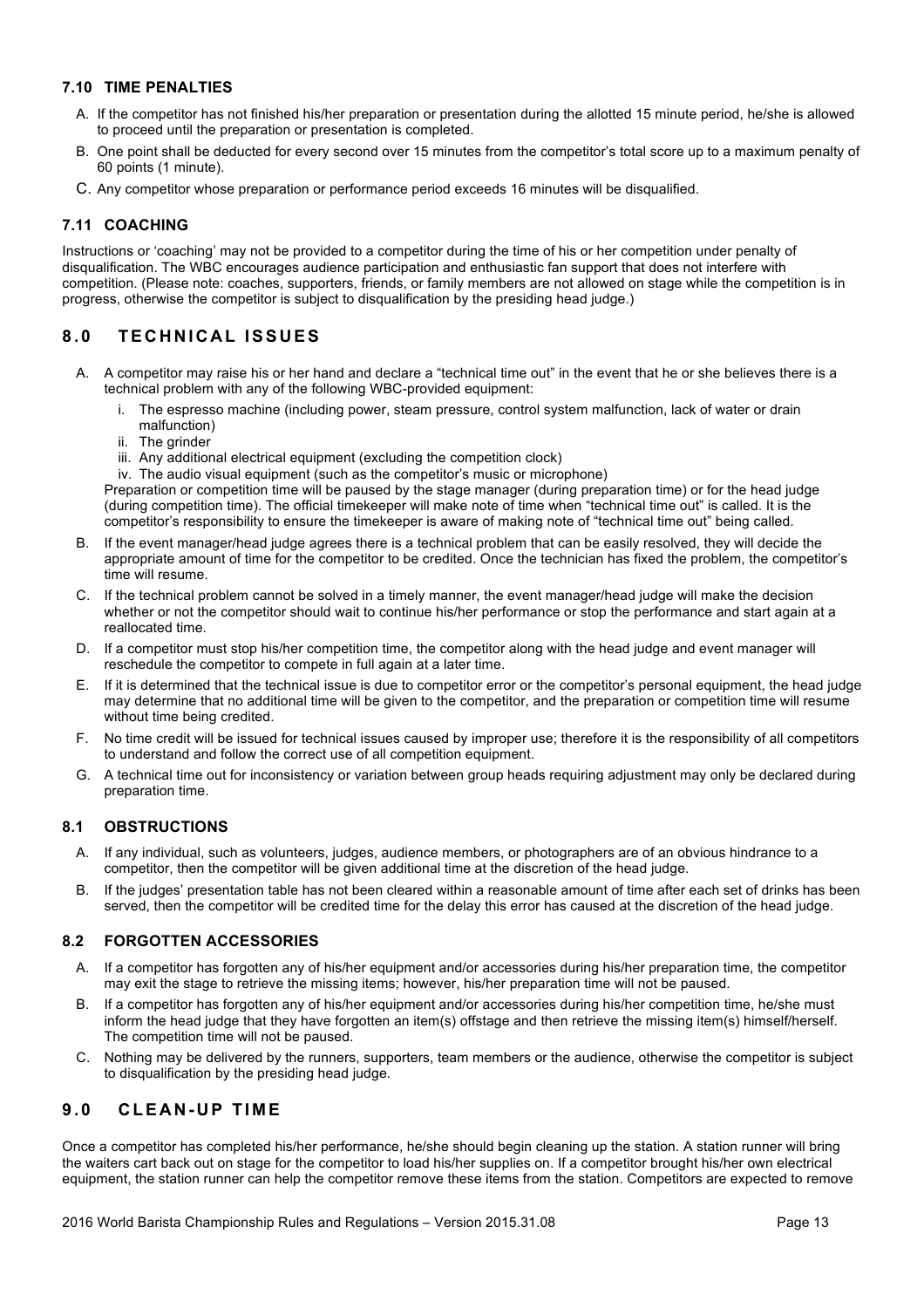### 7.10 TIME PENALTIES

A. If the competitor has not finished his/her preparation or presentation during the allotted 15 minute period, he/she is allowed to proceed until the preparation or presentation is completed.

B. One point shall be deducted for every second over 15 minutes from the competitor's total score up to a maximum penalty of 60 points (1 minute).

C. Any competitor whose preparation or performance period exceeds 16 minutes will be disqualified.

### 7.11 COACHING

Instructions or 'coaching' may not be provided to a competitor during the time of his or her competition under penalty of disqualification. The WBC encourages audience participation and enthusiastic fan support that does not interfere with competition. (Please note: coaches, supporters, friends, or family members are not allowed on stage while the competition is in progress, otherwise the competitor is subject to disqualification by the presiding head judge.)

## 8.0 TECHNICAL ISSUES

A. A competitor may raise his or her hand and declare a "technical time out" in the event that he or she believes there is a technical problem with any of the following WBC-provided equipment:
   i. The espresso machine (including power, steam pressure, control system malfunction, lack of water or drain malfunction)
   ii. The grinder
   iii. Any additional electrical equipment (excluding the competition clock)
   iv. The audio visual equipment (such as the competitor's music or microphone)

   Preparation or competition time will be paused by the stage manager (during preparation time) or for the head judge (during competition time). The official timekeeper will make note of time when "technical time out" is called. It is the competitor's responsibility to ensure the timekeeper is aware of making note of "technical time out" being called.

B. If the event manager/head judge agrees there is a technical problem that can be easily resolved, they will decide the appropriate amount of time for the competitor to be credited. Once the technician has fixed the problem, the competitor's time will resume.

C. If the technical problem cannot be solved in a timely manner, the event manager/head judge will make the decision whether or not the competitor should wait to continue his/her performance or stop the performance and start again at a reallocated time.

D. If a competitor must stop his/her competition time, the competitor along with the head judge and event manager will reschedule the competitor to compete in full again at a later time.

E. If it is determined that the technical issue is due to competitor error or the competitor's personal equipment, the head judge may determine that no additional time will be given to the competitor, and the preparation or competition time will resume without time being credited.

F. No time credit will be issued for technical issues caused by improper use; therefore it is the responsibility of all competitors to understand and follow the correct use of all competition equipment.

G. A technical time out for inconsistency or variation between group heads requiring adjustment may only be declared during preparation time.

### 8.1 OBSTRUCTIONS

A. If any individual, such as volunteers, judges, audience members, or photographers are of an obvious hindrance to a competitor, then the competitor will be given additional time at the discretion of the head judge.

B. If the judges' presentation table has not been cleared within a reasonable amount of time after each set of drinks has been served, then the competitor will be credited time for the delay this error has caused at the discretion of the head judge.

### 8.2 FORGOTTEN ACCESSORIES

A. If a competitor has forgotten any of his/her equipment and/or accessories during his/her preparation time, the competitor may exit the stage to retrieve the missing items; however, his/her preparation time will not be paused.

B. If a competitor has forgotten any of his/her equipment and/or accessories during his/her competition time, he/she must inform the head judge that they have forgotten an item(s) offstage and then retrieve the missing item(s) himself/herself. The competition time will not be paused.

C. Nothing may be delivered by the runners, supporters, team members or the audience, otherwise the competitor is subject to disqualification by the presiding head judge.

## 9.0 CLEAN-UP TIME

Once a competitor has completed his/her performance, he/she should begin cleaning up the station. A station runner will bring the waiters cart back out on stage for the competitor to load his/her supplies on. If a competitor brought his/her own electrical equipment, the station runner can help the competitor remove these items from the station. Competitors are expected to remove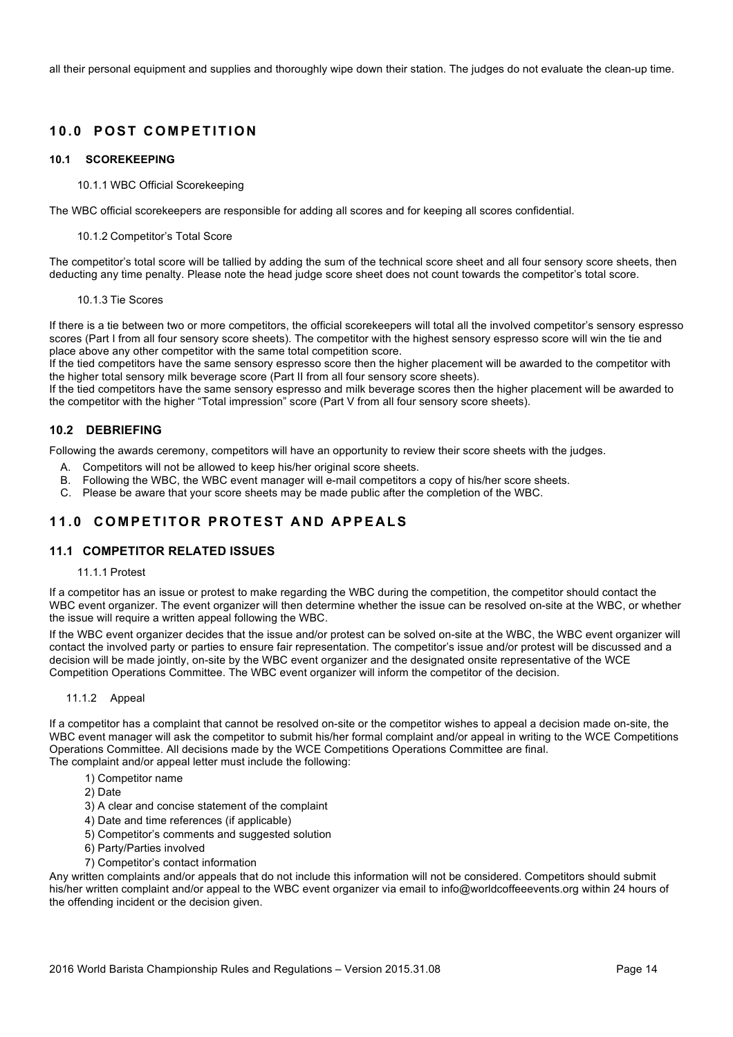all their personal equipment and supplies and thoroughly wipe down their station. The judges do not evaluate the clean-up time.

## 10.0 POST COMPETITION

### 10.1 SCOREKEEPING

#### 10.1.1 WBC Official Scorekeeping

The WBC official scorekeepers are responsible for adding all scores and for keeping all scores confidential.

#### 10.1.2 Competitor's Total Score

The competitor's total score will be tallied by adding the sum of the technical score sheet and all four sensory score sheets, then deducting any time penalty. Please note the head judge score sheet does not count towards the competitor's total score.

#### 10.1.3 Tie Scores

If there is a tie between two or more competitors, the official scorekeepers will total all the involved competitor's sensory espresso scores (Part I from all four sensory score sheets). The competitor with the highest sensory espresso score will win the tie and place above any other competitor with the same total competition score.
If the tied competitors have the same sensory espresso score then the higher placement will be awarded to the competitor with the higher total sensory milk beverage score (Part II from all four sensory score sheets).
If the tied competitors have the same sensory espresso and milk beverage scores then the higher placement will be awarded to the competitor with the higher "Total impression" score (Part V from all four sensory score sheets).

### 10.2 DEBRIEFING

Following the awards ceremony, competitors will have an opportunity to review their score sheets with the judges.

A. Competitors will not be allowed to keep his/her original score sheets.
B. Following the WBC, the WBC event manager will e-mail competitors a copy of his/her score sheets.
C. Please be aware that your score sheets may be made public after the completion of the WBC.

## 11.0 COMPETITOR PROTEST AND APPEALS

### 11.1 COMPETITOR RELATED ISSUES

#### 11.1.1 Protest

If a competitor has an issue or protest to make regarding the WBC during the competition, the competitor should contact the WBC event organizer. The event organizer will then determine whether the issue can be resolved on-site at the WBC, or whether the issue will require a written appeal following the WBC.

If the WBC event organizer decides that the issue and/or protest can be solved on-site at the WBC, the WBC event organizer will contact the involved party or parties to ensure fair representation. The competitor's issue and/or protest will be discussed and a decision will be made jointly, on-site by the WBC event organizer and the designated onsite representative of the WCE Competition Operations Committee. The WBC event organizer will inform the competitor of the decision.

#### 11.1.2 Appeal

If a competitor has a complaint that cannot be resolved on-site or the competitor wishes to appeal a decision made on-site, the WBC event manager will ask the competitor to submit his/her formal complaint and/or appeal in writing to the WCE Competitions Operations Committee. All decisions made by the WCE Competitions Operations Committee are final.
The complaint and/or appeal letter must include the following:

1) Competitor name
2) Date
3) A clear and concise statement of the complaint
4) Date and time references (if applicable)
5) Competitor's comments and suggested solution
6) Party/Parties involved
7) Competitor's contact information

Any written complaints and/or appeals that do not include this information will not be considered. Competitors should submit his/her written complaint and/or appeal to the WBC event organizer via email to info@worldcoffeeevents.org within 24 hours of the offending incident or the decision given.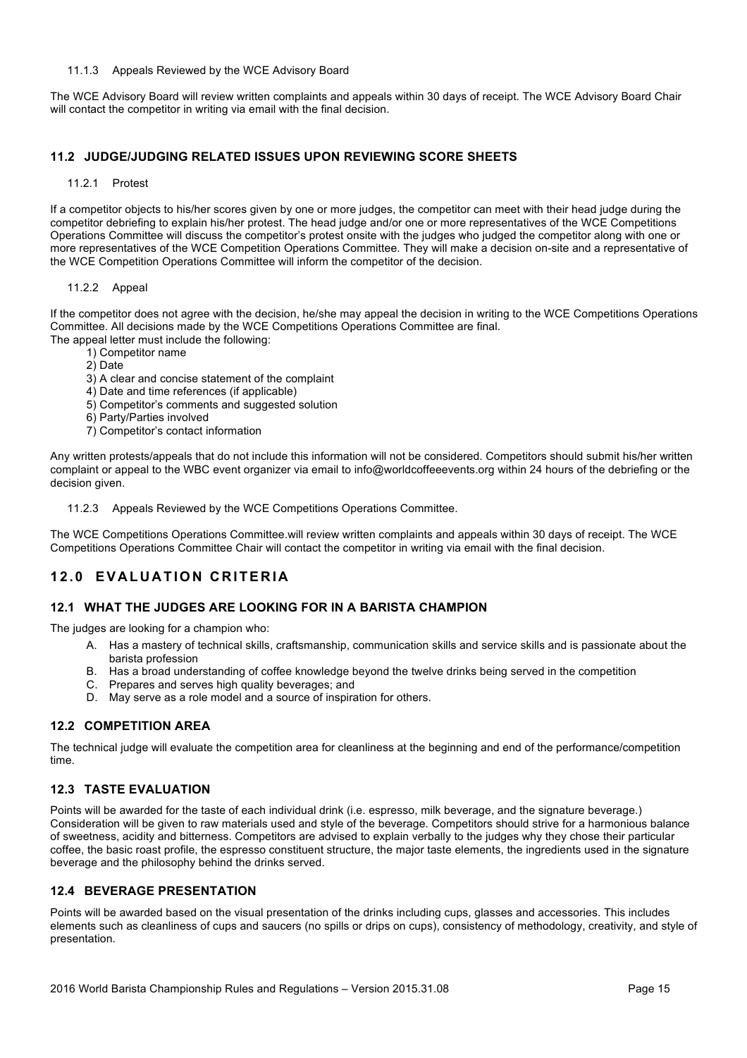#### 11.1.3 Appeals Reviewed by the WCE Advisory Board

The WCE Advisory Board will review written complaints and appeals within 30 days of receipt. The WCE Advisory Board Chair will contact the competitor in writing via email with the final decision.

### 11.2 JUDGE/JUDGING RELATED ISSUES UPON REVIEWING SCORE SHEETS

#### 11.2.1 Protest

If a competitor objects to his/her scores given by one or more judges, the competitor can meet with their head judge during the competitor debriefing to explain his/her protest. The head judge and/or one or more representatives of the WCE Competitions Operations Committee will discuss the competitor's protest onsite with the judges who judged the competitor along with one or more representatives of the WCE Competition Operations Committee. They will make a decision on-site and a representative of the WCE Competition Operations Committee will inform the competitor of the decision.

#### 11.2.2 Appeal

If the competitor does not agree with the decision, he/she may appeal the decision in writing to the WCE Competitions Operations Committee. All decisions made by the WCE Competitions Operations Committee are final.
The appeal letter must include the following:

1) Competitor name
2) Date
3) A clear and concise statement of the complaint
4) Date and time references (if applicable)
5) Competitor's comments and suggested solution
6) Party/Parties involved
7) Competitor's contact information

Any written protests/appeals that do not include this information will not be considered. Competitors should submit his/her written complaint or appeal to the WBC event organizer via email to info@worldcoffeeevents.org within 24 hours of the debriefing or the decision given.

#### 11.2.3 Appeals Reviewed by the WCE Competitions Operations Committee.

The WCE Competitions Operations Committee.will review written complaints and appeals within 30 days of receipt. The WCE Competitions Operations Committee Chair will contact the competitor in writing via email with the final decision.

## 12.0 EVALUATION CRITERIA

### 12.1 WHAT THE JUDGES ARE LOOKING FOR IN A BARISTA CHAMPION

The judges are looking for a champion who:

A. Has a mastery of technical skills, craftsmanship, communication skills and service skills and is passionate about the barista profession
B. Has a broad understanding of coffee knowledge beyond the twelve drinks being served in the competition
C. Prepares and serves high quality beverages; and
D. May serve as a role model and a source of inspiration for others.

### 12.2 COMPETITION AREA

The technical judge will evaluate the competition area for cleanliness at the beginning and end of the performance/competition time.

### 12.3 TASTE EVALUATION

Points will be awarded for the taste of each individual drink (i.e. espresso, milk beverage, and the signature beverage.) Consideration will be given to raw materials used and style of the beverage. Competitors should strive for a harmonious balance of sweetness, acidity and bitterness. Competitors are advised to explain verbally to the judges why they chose their particular coffee, the basic roast profile, the espresso constituent structure, the major taste elements, the ingredients used in the signature beverage and the philosophy behind the drinks served.

### 12.4 BEVERAGE PRESENTATION

Points will be awarded based on the visual presentation of the drinks including cups, glasses and accessories. This includes elements such as cleanliness of cups and saucers (no spills or drips on cups), consistency of methodology, creativity, and style of presentation.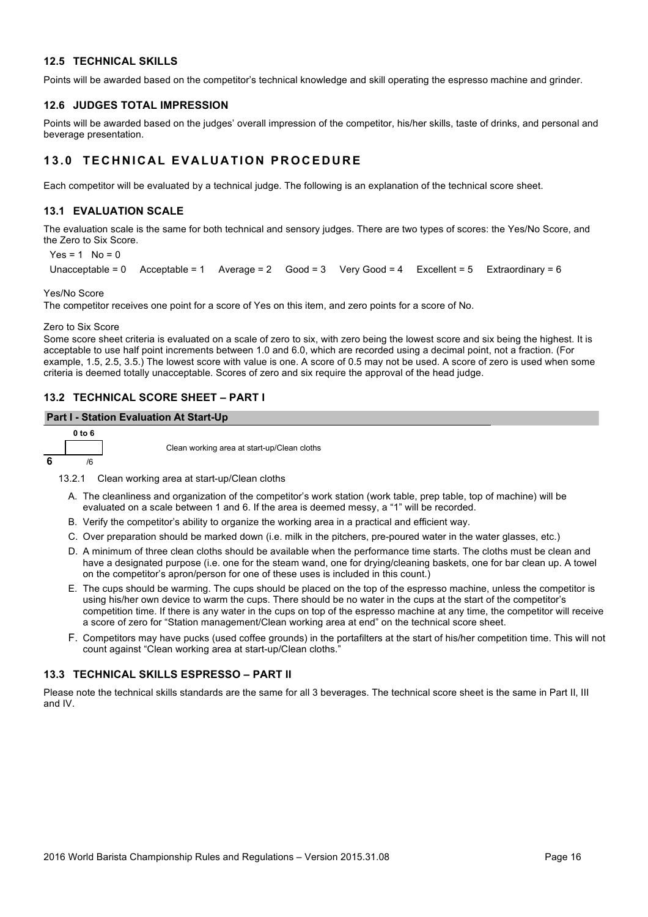### 12.5 TECHNICAL SKILLS

Points will be awarded based on the competitor's technical knowledge and skill operating the espresso machine and grinder.

### 12.6 JUDGES TOTAL IMPRESSION

Points will be awarded based on the judges' overall impression of the competitor, his/her skills, taste of drinks, and personal and beverage presentation.

## 13.0 TECHNICAL EVALUATION PROCEDURE

Each competitor will be evaluated by a technical judge. The following is an explanation of the technical score sheet.

### 13.1 EVALUATION SCALE

The evaluation scale is the same for both technical and sensory judges. There are two types of scores: the Yes/No Score, and the Zero to Six Score.

Yes = 1 No = 0

Unacceptable = 0 Acceptable = 1 Average = 2 Good = 3 Very Good = 4 Excellent = 5 Extraordinary = 6

Yes/No Score
The competitor receives one point for a score of Yes on this item, and zero points for a score of No.

Zero to Six Score
Some score sheet criteria is evaluated on a scale of zero to six, with zero being the lowest score and six being the highest. It is acceptable to use half point increments between 1.0 and 6.0, which are recorded using a decimal point, not a fraction. (For example, 1.5, 2.5, 3.5.) The lowest score with value is one. A score of 0.5 may not be used. A score of zero is used when some criteria is deemed totally unacceptable. Scores of zero and six require the approval of the head judge.

### 13.2 TECHNICAL SCORE SHEET – PART I

| Part I - Station Evaluation At Start-Up | | |
|---|---|---|
| | 0 to 6 | |
| 6 | /6 | Clean working area at start-up/Clean cloths |

13.2.1 Clean working area at start-up/Clean cloths

A. The cleanliness and organization of the competitor's work station (work table, prep table, top of machine) will be evaluated on a scale between 1 and 6. If the area is deemed messy, a "1" will be recorded.

B. Verify the competitor's ability to organize the working area in a practical and efficient way.

C. Over preparation should be marked down (i.e. milk in the pitchers, pre-poured water in the water glasses, etc.)

D. A minimum of three clean cloths should be available when the performance time starts. The cloths must be clean and have a designated purpose (i.e. one for the steam wand, one for drying/cleaning baskets, one for bar clean up. A towel on the competitor's apron/person for one of these uses is included in this count.)

E. The cups should be warming. The cups should be placed on the top of the espresso machine, unless the competitor is using his/her own device to warm the cups. There should be no water in the cups at the start of the competitor's competition time. If there is any water in the cups on top of the espresso machine at any time, the competitor will receive a score of zero for "Station management/Clean working area at end" on the technical score sheet.

F. Competitors may have pucks (used coffee grounds) in the portafilters at the start of his/her competition time. This will not count against "Clean working area at start-up/Clean cloths."

### 13.3 TECHNICAL SKILLS ESPRESSO – PART II

Please note the technical skills standards are the same for all 3 beverages. The technical score sheet is the same in Part II, III and IV.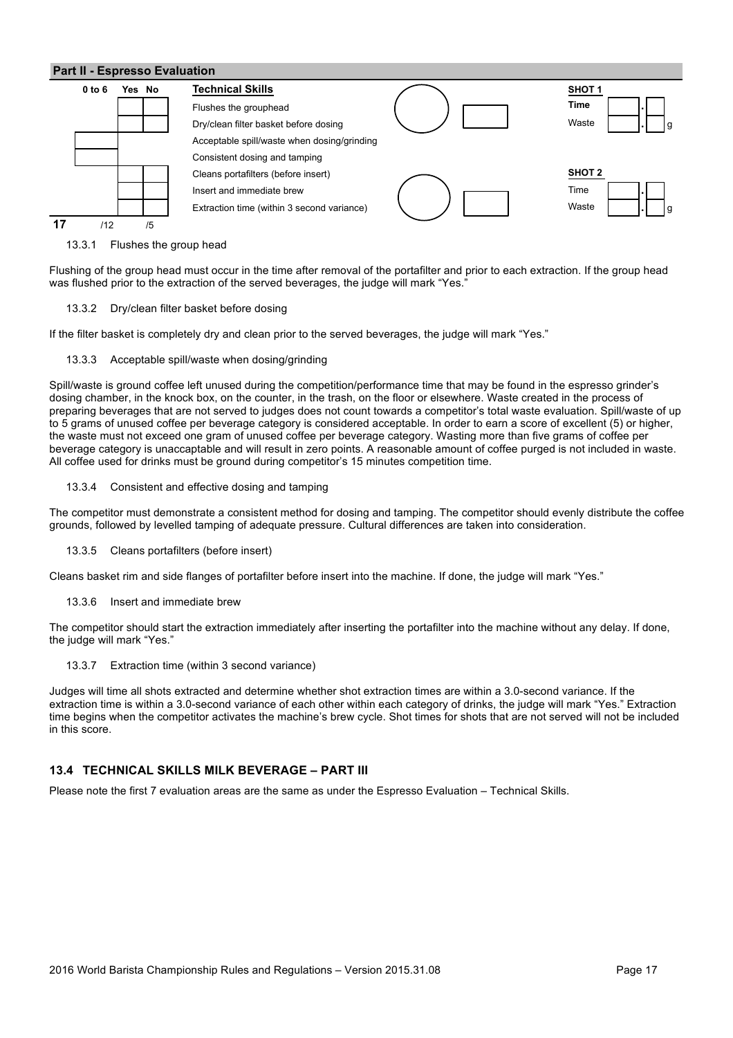## Part II - Espresso Evaluation

| 0 to 6 | Yes | No | Technical Skills |
|---|---|---|---|
| | | | Flushes the grouphead |
| | | | Dry/clean filter basket before dosing |
| | | | Acceptable spill/waste when dosing/grinding |
| | | | Consistent dosing and tamping |
| | | | Cleans portafilters (before insert) |
| | | | Insert and immediate brew |
| | | | Extraction time (within 3 second variance) |
| /12 | /5 | | |

**SHOT 1**

Time .

Waste . g

**SHOT 2**

Time .

Waste . g

**17**

13.3.1 Flushes the group head

Flushing of the group head must occur in the time after removal of the portafilter and prior to each extraction. If the group head was flushed prior to the extraction of the served beverages, the judge will mark "Yes."

13.3.2 Dry/clean filter basket before dosing

If the filter basket is completely dry and clean prior to the served beverages, the judge will mark "Yes."

13.3.3 Acceptable spill/waste when dosing/grinding

Spill/waste is ground coffee left unused during the competition/performance time that may be found in the espresso grinder's dosing chamber, in the knock box, on the counter, in the trash, on the floor or elsewhere. Waste created in the process of preparing beverages that are not served to judges does not count towards a competitor's total waste evaluation. Spill/waste of up to 5 grams of unused coffee per beverage category is considered acceptable. In order to earn a score of excellent (5) or higher, the waste must not exceed one gram of unused coffee per beverage category. Wasting more than five grams of coffee per beverage category is unaccaptable and will result in zero points. A reasonable amount of coffee purged is not included in waste. All coffee used for drinks must be ground during competitor's 15 minutes competition time.

13.3.4 Consistent and effective dosing and tamping

The competitor must demonstrate a consistent method for dosing and tamping. The competitor should evenly distribute the coffee grounds, followed by levelled tamping of adequate pressure. Cultural differences are taken into consideration.

13.3.5 Cleans portafilters (before insert)

Cleans basket rim and side flanges of portafilter before insert into the machine. If done, the judge will mark "Yes."

13.3.6 Insert and immediate brew

The competitor should start the extraction immediately after inserting the portafilter into the machine without any delay. If done, the judge will mark "Yes."

13.3.7 Extraction time (within 3 second variance)

Judges will time all shots extracted and determine whether shot extraction times are within a 3.0-second variance. If the extraction time is within a 3.0-second variance of each other within each category of drinks, the judge will mark "Yes." Extraction time begins when the competitor activates the machine's brew cycle. Shot times for shots that are not served will not be included in this score.

### 13.4 TECHNICAL SKILLS MILK BEVERAGE – PART III

Please note the first 7 evaluation areas are the same as under the Espresso Evaluation – Technical Skills.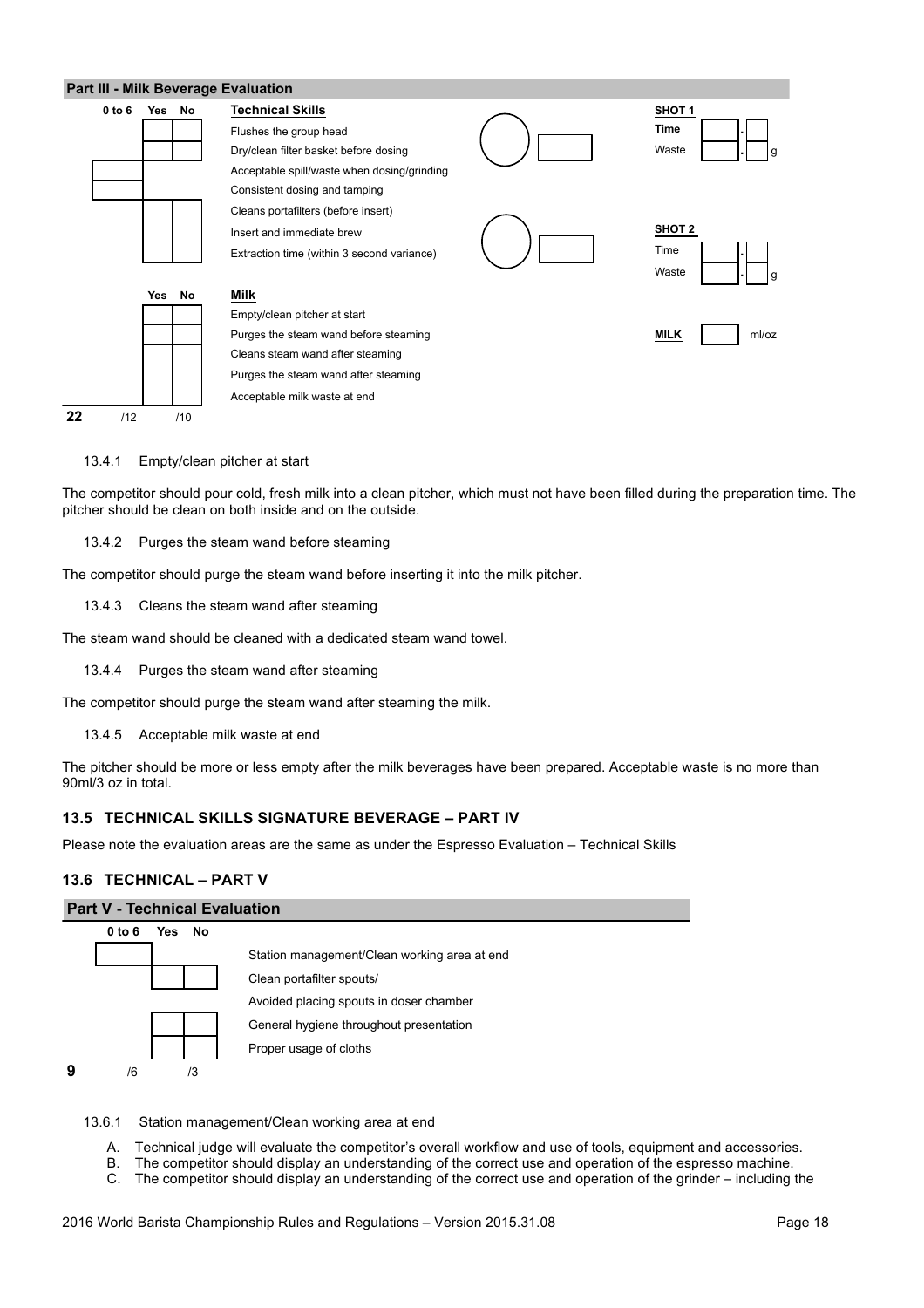**Part III - Milk Beverage Evaluation**

| 0 to 6 | Yes | No | Technical Skills |
|---|---|---|---|
| | | | Flushes the group head |
| | | | Dry/clean filter basket before dosing |
| | | | Acceptable spill/waste when dosing/grinding |
| | | | Consistent dosing and tamping |
| | | | Cleans portafilters (before insert) |
| | | | Insert and immediate brew |
| | | | Extraction time (within 3 second variance) |

**SHOT 1**
Time .
Waste . g

**SHOT 2**
Time .
Waste . g

| | Yes | No | Milk |
|---|---|---|---|
| | | | Empty/clean pitcher at start |
| | | | Purges the steam wand before steaming |
| | | | Cleans steam wand after steaming |
| | | | Purges the steam wand after steaming |
| | | | Acceptable milk waste at end |
| **22** | /12 | /10 | |

**MILK** ml/oz

13.4.1 Empty/clean pitcher at start

The competitor should pour cold, fresh milk into a clean pitcher, which must not have been filled during the preparation time. The pitcher should be clean on both inside and on the outside.

13.4.2 Purges the steam wand before steaming

The competitor should purge the steam wand before inserting it into the milk pitcher.

13.4.3 Cleans the steam wand after steaming

The steam wand should be cleaned with a dedicated steam wand towel.

13.4.4 Purges the steam wand after steaming

The competitor should purge the steam wand after steaming the milk.

13.4.5 Acceptable milk waste at end

The pitcher should be more or less empty after the milk beverages have been prepared. Acceptable waste is no more than 90ml/3 oz in total.

### 13.5 TECHNICAL SKILLS SIGNATURE BEVERAGE – PART IV

Please note the evaluation areas are the same as under the Espresso Evaluation – Technical Skills

### 13.6 TECHNICAL – PART V

**Part V - Technical Evaluation**

| 0 to 6 | Yes | No | |
|---|---|---|---|
| | | | Station management/Clean working area at end |
| | | | Clean portafilter spouts/ Avoided placing spouts in doser chamber |
| | | | General hygiene throughout presentation |
| | | | Proper usage of cloths |
| **9** /6 | | /3 | |

13.6.1 Station management/Clean working area at end

A. Technical judge will evaluate the competitor's overall workflow and use of tools, equipment and accessories.
B. The competitor should display an understanding of the correct use and operation of the espresso machine.
C. The competitor should display an understanding of the correct use and operation of the grinder – including the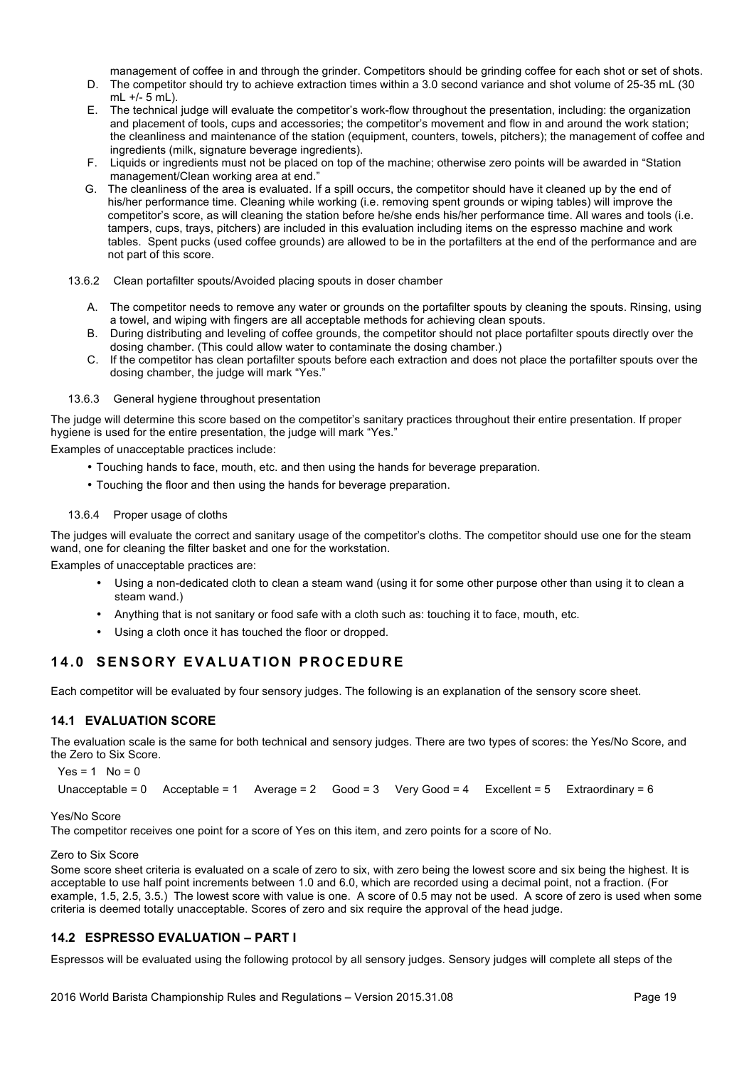management of coffee in and through the grinder. Competitors should be grinding coffee for each shot or set of shots.

D. The competitor should try to achieve extraction times within a 3.0 second variance and shot volume of 25-35 mL (30 mL +/- 5 mL).
E. The technical judge will evaluate the competitor's work-flow throughout the presentation, including: the organization and placement of tools, cups and accessories; the competitor's movement and flow in and around the work station; the cleanliness and maintenance of the station (equipment, counters, towels, pitchers); the management of coffee and ingredients (milk, signature beverage ingredients).
F. Liquids or ingredients must not be placed on top of the machine; otherwise zero points will be awarded in "Station management/Clean working area at end."
G. The cleanliness of the area is evaluated. If a spill occurs, the competitor should have it cleaned up by the end of his/her performance time. Cleaning while working (i.e. removing spent grounds or wiping tables) will improve the competitor's score, as will cleaning the station before he/she ends his/her performance time. All wares and tools (i.e. tampers, cups, trays, pitchers) are included in this evaluation including items on the espresso machine and work tables. Spent pucks (used coffee grounds) are allowed to be in the portafilters at the end of the performance and are not part of this score.

13.6.2 Clean portafilter spouts/Avoided placing spouts in doser chamber

A. The competitor needs to remove any water or grounds on the portafilter spouts by cleaning the spouts. Rinsing, using a towel, and wiping with fingers are all acceptable methods for achieving clean spouts.
B. During distributing and leveling of coffee grounds, the competitor should not place portafilter spouts directly over the dosing chamber. (This could allow water to contaminate the dosing chamber.)
C. If the competitor has clean portafilter spouts before each extraction and does not place the portafilter spouts over the dosing chamber, the judge will mark "Yes."

13.6.3 General hygiene throughout presentation

The judge will determine this score based on the competitor's sanitary practices throughout their entire presentation. If proper hygiene is used for the entire presentation, the judge will mark "Yes."

Examples of unacceptable practices include:

- Touching hands to face, mouth, etc. and then using the hands for beverage preparation.
- Touching the floor and then using the hands for beverage preparation.

13.6.4 Proper usage of cloths

The judges will evaluate the correct and sanitary usage of the competitor's cloths. The competitor should use one for the steam wand, one for cleaning the filter basket and one for the workstation.

Examples of unacceptable practices are:

- Using a non-dedicated cloth to clean a steam wand (using it for some other purpose other than using it to clean a steam wand.)
- Anything that is not sanitary or food safe with a cloth such as: touching it to face, mouth, etc.
- Using a cloth once it has touched the floor or dropped.

## 14.0 SENSORY EVALUATION PROCEDURE

Each competitor will be evaluated by four sensory judges. The following is an explanation of the sensory score sheet.

### 14.1 EVALUATION SCORE

The evaluation scale is the same for both technical and sensory judges. There are two types of scores: the Yes/No Score, and the Zero to Six Score.

Yes = 1 No = 0

Unacceptable = 0 Acceptable = 1 Average = 2 Good = 3 Very Good = 4 Excellent = 5 Extraordinary = 6

Yes/No Score

The competitor receives one point for a score of Yes on this item, and zero points for a score of No.

Zero to Six Score

Some score sheet criteria is evaluated on a scale of zero to six, with zero being the lowest score and six being the highest. It is acceptable to use half point increments between 1.0 and 6.0, which are recorded using a decimal point, not a fraction. (For example, 1.5, 2.5, 3.5.) The lowest score with value is one. A score of 0.5 may not be used. A score of zero is used when some criteria is deemed totally unacceptable. Scores of zero and six require the approval of the head judge.

### 14.2 ESPRESSO EVALUATION – PART I

Espressos will be evaluated using the following protocol by all sensory judges. Sensory judges will complete all steps of the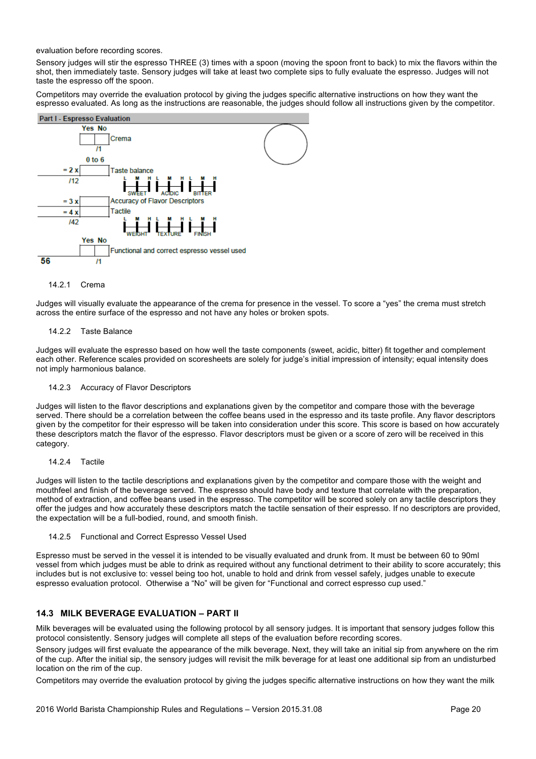evaluation before recording scores.

Sensory judges will stir the espresso THREE (3) times with a spoon (moving the spoon front to back) to mix the flavors within the shot, then immediately taste. Sensory judges will take at least two complete sips to fully evaluate the espresso. Judges will not taste the espresso off the spoon.

Competitors may override the evaluation protocol by giving the judges specific alternative instructions on how they want the espresso evaluated. As long as the instructions are reasonable, the judges should follow all instructions given by the competitor.

**Part I - Espresso Evaluation**

| Score | | Yes / No / 0 to 6 | Criterion |
|---|---|---|---|
| | /1 | Yes No | Crema |
| = 2 x | /12 | 0 to 6 | Taste balance (SWEET L M H, ACIDIC L M H, BITTER L M H) |
| = 3 x | | | Accuracy of Flavor Descriptors |
| = 4 x | /42 | | Tactile (WEIGHT L M H, TEXTURE L M H, FINISH L M H) |
| | /1 | Yes No | Functional and correct espresso vessel used |
| **56** | | | |

### 14.2.1 Crema

Judges will visually evaluate the appearance of the crema for presence in the vessel. To score a "yes" the crema must stretch across the entire surface of the espresso and not have any holes or broken spots.

### 14.2.2 Taste Balance

Judges will evaluate the espresso based on how well the taste components (sweet, acidic, bitter) fit together and complement each other. Reference scales provided on scoresheets are solely for judge's initial impression of intensity; equal intensity does not imply harmonious balance.

### 14.2.3 Accuracy of Flavor Descriptors

Judges will listen to the flavor descriptions and explanations given by the competitor and compare those with the beverage served. There should be a correlation between the coffee beans used in the espresso and its taste profile. Any flavor descriptors given by the competitor for their espresso will be taken into consideration under this score. This score is based on how accurately these descriptors match the flavor of the espresso. Flavor descriptors must be given or a score of zero will be received in this category.

### 14.2.4 Tactile

Judges will listen to the tactile descriptions and explanations given by the competitor and compare those with the weight and mouthfeel and finish of the beverage served. The espresso should have body and texture that correlate with the preparation, method of extraction, and coffee beans used in the espresso. The competitor will be scored solely on any tactile descriptors they offer the judges and how accurately these descriptors match the tactile sensation of their espresso. If no descriptors are provided, the expectation will be a full-bodied, round, and smooth finish.

### 14.2.5 Functional and Correct Espresso Vessel Used

Espresso must be served in the vessel it is intended to be visually evaluated and drunk from. It must be between 60 to 90ml vessel from which judges must be able to drink as required without any functional detriment to their ability to score accurately; this includes but is not exclusive to: vessel being too hot, unable to hold and drink from vessel safely, judges unable to execute espresso evaluation protocol. Otherwise a "No" will be given for "Functional and correct espresso cup used."

## 14.3 MILK BEVERAGE EVALUATION – PART II

Milk beverages will be evaluated using the following protocol by all sensory judges. It is important that sensory judges follow this protocol consistently. Sensory judges will complete all steps of the evaluation before recording scores.

Sensory judges will first evaluate the appearance of the milk beverage. Next, they will take an initial sip from anywhere on the rim of the cup. After the initial sip, the sensory judges will revisit the milk beverage for at least one additional sip from an undisturbed location on the rim of the cup.

Competitors may override the evaluation protocol by giving the judges specific alternative instructions on how they want the milk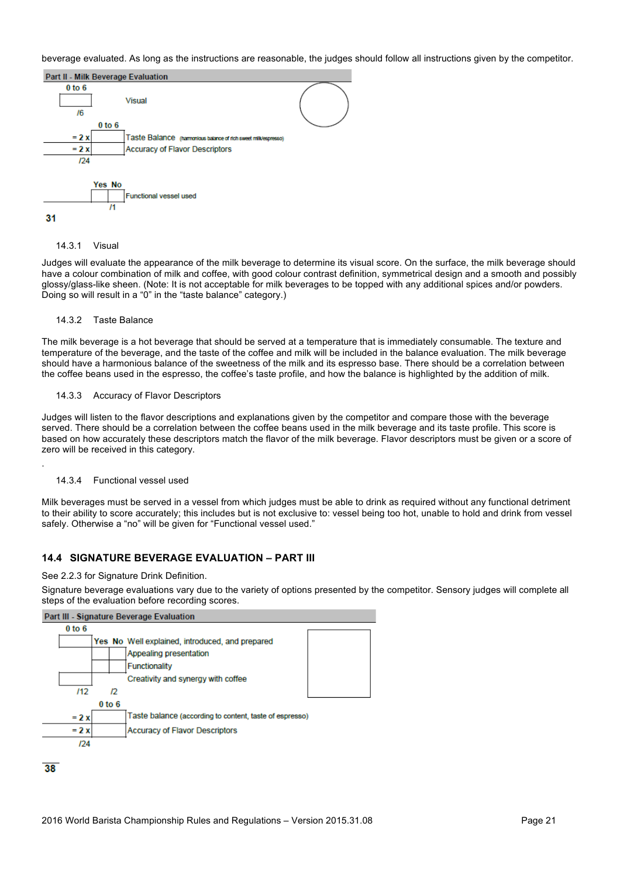beverage evaluated. As long as the instructions are reasonable, the judges should follow all instructions given by the competitor.

**Part II - Milk Beverage Evaluation**

| Score | Multiplier | Category |
|---|---|---|
| 0 to 6 | | |
| | | Visual |
| /6 | | |
| | 0 to 6 | |
| = 2 x | | Taste Balance (harmonious balance of rich sweet milk/espresso) |
| = 2 x | | Accuracy of Flavor Descriptors |
| /24 | | |

| | Yes | No | |
|---|---|---|---|
| | | | Functional vessel used |
| | | /1 | |

**31**

14.3.1 Visual

Judges will evaluate the appearance of the milk beverage to determine its visual score. On the surface, the milk beverage should have a colour combination of milk and coffee, with good colour contrast definition, symmetrical design and a smooth and possibly glossy/glass-like sheen. (Note: It is not acceptable for milk beverages to be topped with any additional spices and/or powders. Doing so will result in a "0" in the "taste balance" category.)

14.3.2 Taste Balance

The milk beverage is a hot beverage that should be served at a temperature that is immediately consumable. The texture and temperature of the beverage, and the taste of the coffee and milk will be included in the balance evaluation. The milk beverage should have a harmonious balance of the sweetness of the milk and its espresso base. There should be a correlation between the coffee beans used in the espresso, the coffee's taste profile, and how the balance is highlighted by the addition of milk.

14.3.3 Accuracy of Flavor Descriptors

Judges will listen to the flavor descriptions and explanations given by the competitor and compare those with the beverage served. There should be a correlation between the coffee beans used in the milk beverage and its taste profile. This score is based on how accurately these descriptors match the flavor of the milk beverage. Flavor descriptors must be given or a score of zero will be received in this category.

.

14.3.4 Functional vessel used

Milk beverages must be served in a vessel from which judges must be able to drink as required without any functional detriment to their ability to score accurately; this includes but is not exclusive to: vessel being too hot, unable to hold and drink from vessel safely. Otherwise a "no" will be given for "Functional vessel used."

## 14.4 SIGNATURE BEVERAGE EVALUATION – PART III

See 2.2.3 for Signature Drink Definition.

Signature beverage evaluations vary due to the variety of options presented by the competitor. Sensory judges will complete all steps of the evaluation before recording scores.

**Part III - Signature Beverage Evaluation**

| 0 to 6 | Yes | No | Category |
|---|---|---|---|
| | | | Well explained, introduced, and prepared |
| | | | Appealing presentation |
| | | | Functionality |
| | | | Creativity and synergy with coffee |
| /12 | /2 | | |

| Score | 0 to 6 | Category |
|---|---|---|
| = 2 x | | Taste balance (according to content, taste of espresso) |
| = 2 x | | Accuracy of Flavor Descriptors |
| /24 | | |

**38**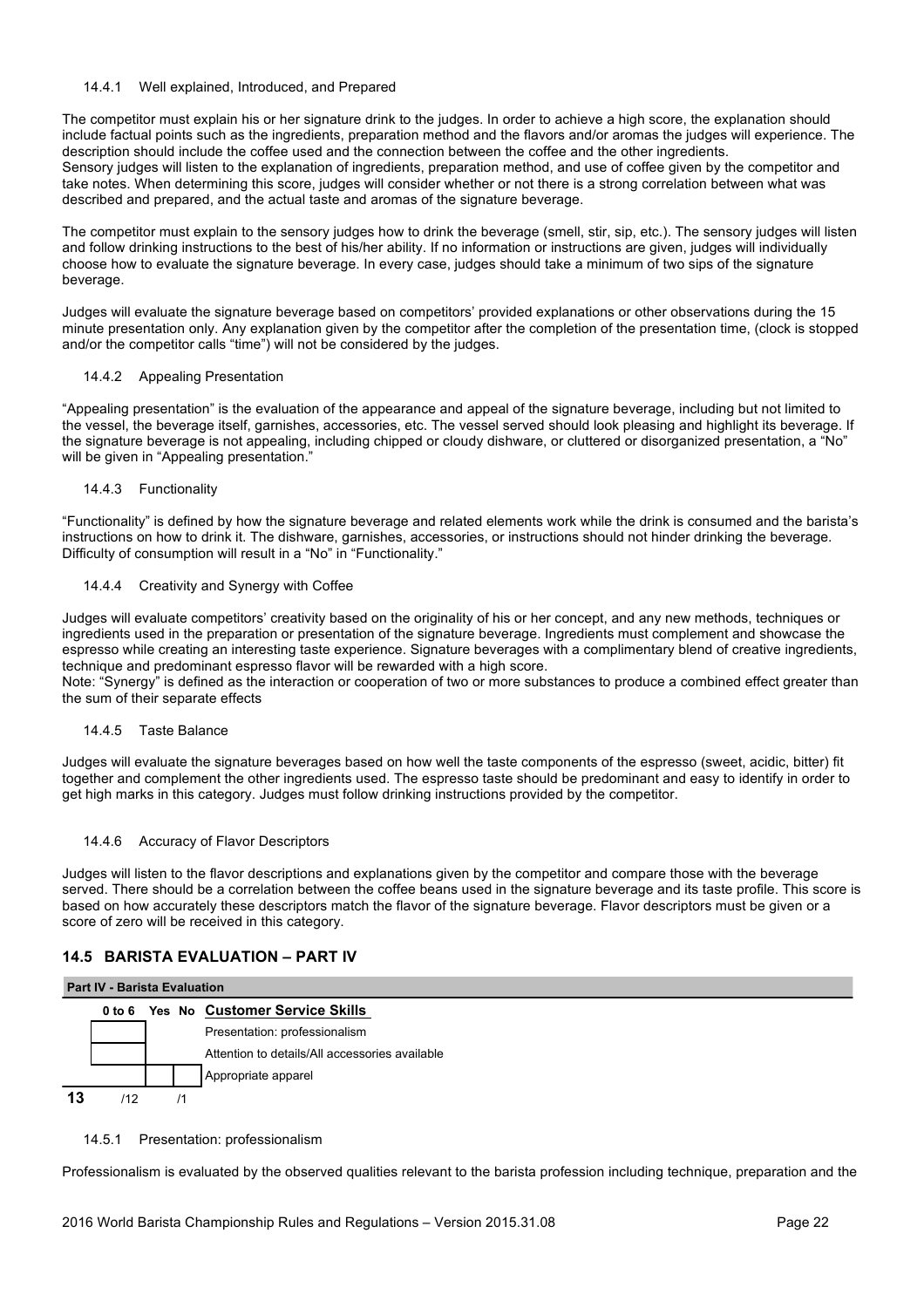#### 14.4.1 Well explained, Introduced, and Prepared

The competitor must explain his or her signature drink to the judges. In order to achieve a high score, the explanation should include factual points such as the ingredients, preparation method and the flavors and/or aromas the judges will experience. The description should include the coffee used and the connection between the coffee and the other ingredients.
Sensory judges will listen to the explanation of ingredients, preparation method, and use of coffee given by the competitor and take notes. When determining this score, judges will consider whether or not there is a strong correlation between what was described and prepared, and the actual taste and aromas of the signature beverage.

The competitor must explain to the sensory judges how to drink the beverage (smell, stir, sip, etc.). The sensory judges will listen and follow drinking instructions to the best of his/her ability. If no information or instructions are given, judges will individually choose how to evaluate the signature beverage. In every case, judges should take a minimum of two sips of the signature beverage.

Judges will evaluate the signature beverage based on competitors' provided explanations or other observations during the 15 minute presentation only. Any explanation given by the competitor after the completion of the presentation time, (clock is stopped and/or the competitor calls "time") will not be considered by the judges.

#### 14.4.2 Appealing Presentation

"Appealing presentation" is the evaluation of the appearance and appeal of the signature beverage, including but not limited to the vessel, the beverage itself, garnishes, accessories, etc. The vessel served should look pleasing and highlight its beverage. If the signature beverage is not appealing, including chipped or cloudy dishware, or cluttered or disorganized presentation, a "No" will be given in "Appealing presentation."

#### 14.4.3 Functionality

"Functionality" is defined by how the signature beverage and related elements work while the drink is consumed and the barista's instructions on how to drink it. The dishware, garnishes, accessories, or instructions should not hinder drinking the beverage. Difficulty of consumption will result in a "No" in "Functionality."

#### 14.4.4 Creativity and Synergy with Coffee

Judges will evaluate competitors' creativity based on the originality of his or her concept, and any new methods, techniques or ingredients used in the preparation or presentation of the signature beverage. Ingredients must complement and showcase the espresso while creating an interesting taste experience. Signature beverages with a complimentary blend of creative ingredients, technique and predominant espresso flavor will be rewarded with a high score.
Note: "Synergy" is defined as the interaction or cooperation of two or more substances to produce a combined effect greater than the sum of their separate effects

#### 14.4.5 Taste Balance

Judges will evaluate the signature beverages based on how well the taste components of the espresso (sweet, acidic, bitter) fit together and complement the other ingredients used. The espresso taste should be predominant and easy to identify in order to get high marks in this category. Judges must follow drinking instructions provided by the competitor.

#### 14.4.6 Accuracy of Flavor Descriptors

Judges will listen to the flavor descriptions and explanations given by the competitor and compare those with the beverage served. There should be a correlation between the coffee beans used in the signature beverage and its taste profile. This score is based on how accurately these descriptors match the flavor of the signature beverage. Flavor descriptors must be given or a score of zero will be received in this category.

### 14.5 BARISTA EVALUATION – PART IV

**Part IV - Barista Evaluation**

| | 0 to 6 | Yes | No | **Customer Service Skills** |
|---|---|---|---|---|
| | | | | Presentation: professionalism |
| | | | | Attention to details/All accessories available |
| | | | | Appropriate apparel |
| **13** | /12 | /1 | | |

#### 14.5.1 Presentation: professionalism

Professionalism is evaluated by the observed qualities relevant to the barista profession including technique, preparation and the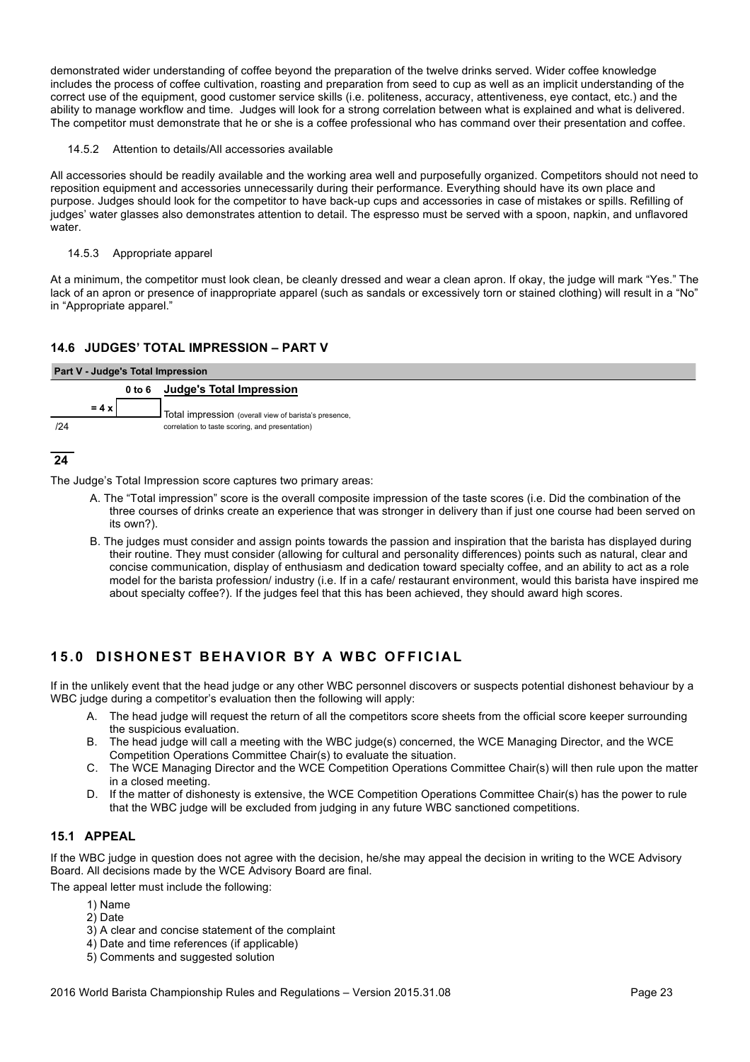demonstrated wider understanding of coffee beyond the preparation of the twelve drinks served. Wider coffee knowledge includes the process of coffee cultivation, roasting and preparation from seed to cup as well as an implicit understanding of the correct use of the equipment, good customer service skills (i.e. politeness, accuracy, attentiveness, eye contact, etc.) and the ability to manage workflow and time. Judges will look for a strong correlation between what is explained and what is delivered. The competitor must demonstrate that he or she is a coffee professional who has command over their presentation and coffee.

14.5.2 Attention to details/All accessories available

All accessories should be readily available and the working area well and purposefully organized. Competitors should not need to reposition equipment and accessories unnecessarily during their performance. Everything should have its own place and purpose. Judges should look for the competitor to have back-up cups and accessories in case of mistakes or spills. Refilling of judges' water glasses also demonstrates attention to detail. The espresso must be served with a spoon, napkin, and unflavored water.

14.5.3 Appropriate apparel

At a minimum, the competitor must look clean, be cleanly dressed and wear a clean apron. If okay, the judge will mark "Yes." The lack of an apron or presence of inappropriate apparel (such as sandals or excessively torn or stained clothing) will result in a "No" in "Appropriate apparel."

## 14.6 JUDGES' TOTAL IMPRESSION – PART V

| Part V - Judge's Total Impression | | |
| --- | --- | --- |
| | 0 to 6 | **Judge's Total Impression** |
| = 4 x | | Total impression (overall view of barista's presence, correlation to taste scoring, and presentation) |
| /24 | | |
| **24** | | |

The Judge's Total Impression score captures two primary areas:

A. The "Total impression" score is the overall composite impression of the taste scores (i.e. Did the combination of the three courses of drinks create an experience that was stronger in delivery than if just one course had been served on its own?).

B. The judges must consider and assign points towards the passion and inspiration that the barista has displayed during their routine. They must consider (allowing for cultural and personality differences) points such as natural, clear and concise communication, display of enthusiasm and dedication toward specialty coffee, and an ability to act as a role model for the barista profession/ industry (i.e. If in a cafe/ restaurant environment, would this barista have inspired me about specialty coffee?). If the judges feel that this has been achieved, they should award high scores.

# 15.0 DISHONEST BEHAVIOR BY A WBC OFFICIAL

If in the unlikely event that the head judge or any other WBC personnel discovers or suspects potential dishonest behaviour by a WBC judge during a competitor's evaluation then the following will apply:

A. The head judge will request the return of all the competitors score sheets from the official score keeper surrounding the suspicious evaluation.
B. The head judge will call a meeting with the WBC judge(s) concerned, the WCE Managing Director, and the WCE Competition Operations Committee Chair(s) to evaluate the situation.
C. The WCE Managing Director and the WCE Competition Operations Committee Chair(s) will then rule upon the matter in a closed meeting.
D. If the matter of dishonesty is extensive, the WCE Competition Operations Committee Chair(s) has the power to rule that the WBC judge will be excluded from judging in any future WBC sanctioned competitions.

## 15.1 APPEAL

If the WBC judge in question does not agree with the decision, he/she may appeal the decision in writing to the WCE Advisory Board. All decisions made by the WCE Advisory Board are final.

The appeal letter must include the following:

1) Name
2) Date
3) A clear and concise statement of the complaint
4) Date and time references (if applicable)
5) Comments and suggested solution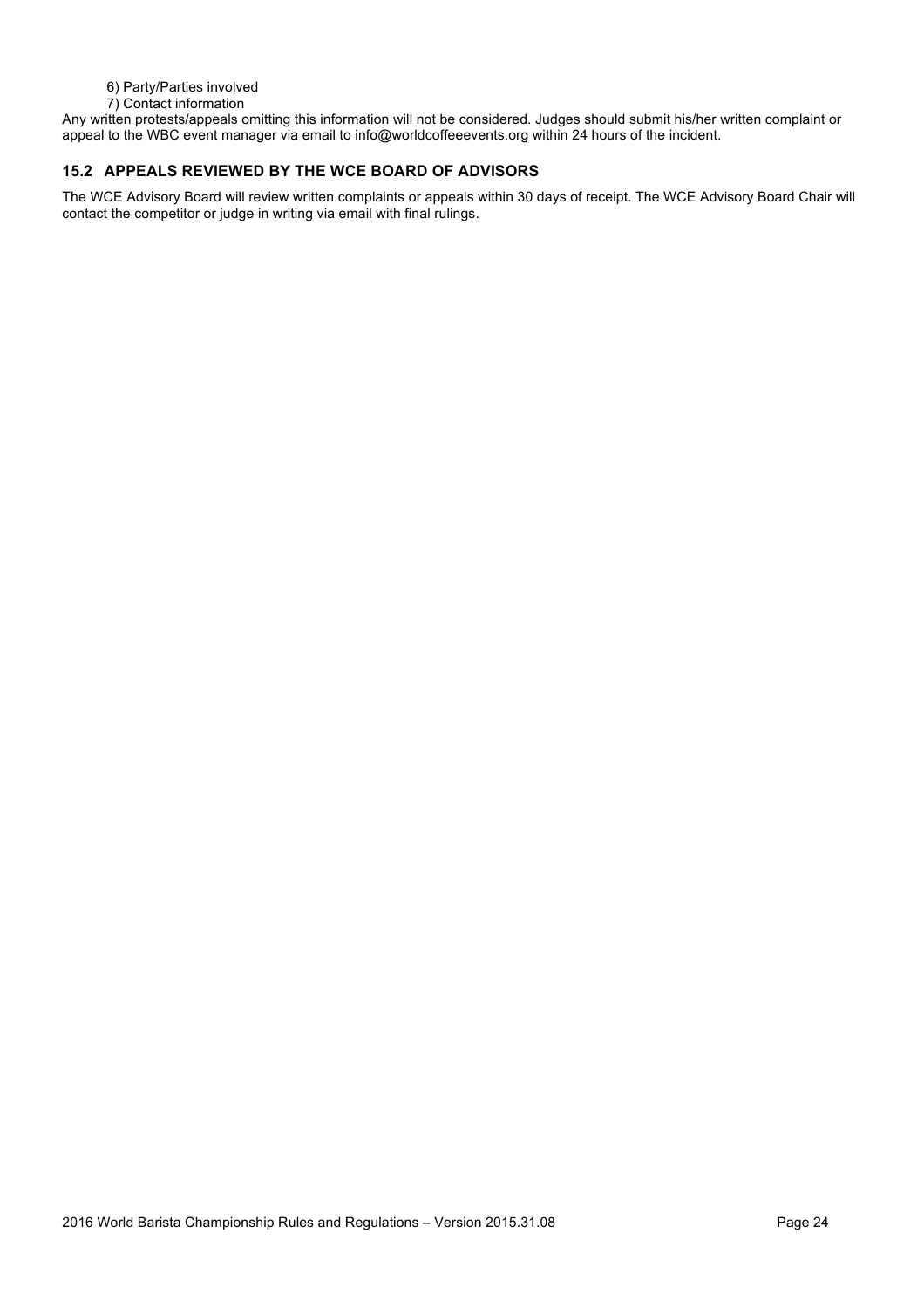6) Party/Parties involved
7) Contact information

Any written protests/appeals omitting this information will not be considered. Judges should submit his/her written complaint or appeal to the WBC event manager via email to info@worldcoffeeevents.org within 24 hours of the incident.

### 15.2 APPEALS REVIEWED BY THE WCE BOARD OF ADVISORS

The WCE Advisory Board will review written complaints or appeals within 30 days of receipt. The WCE Advisory Board Chair will contact the competitor or judge in writing via email with final rulings.